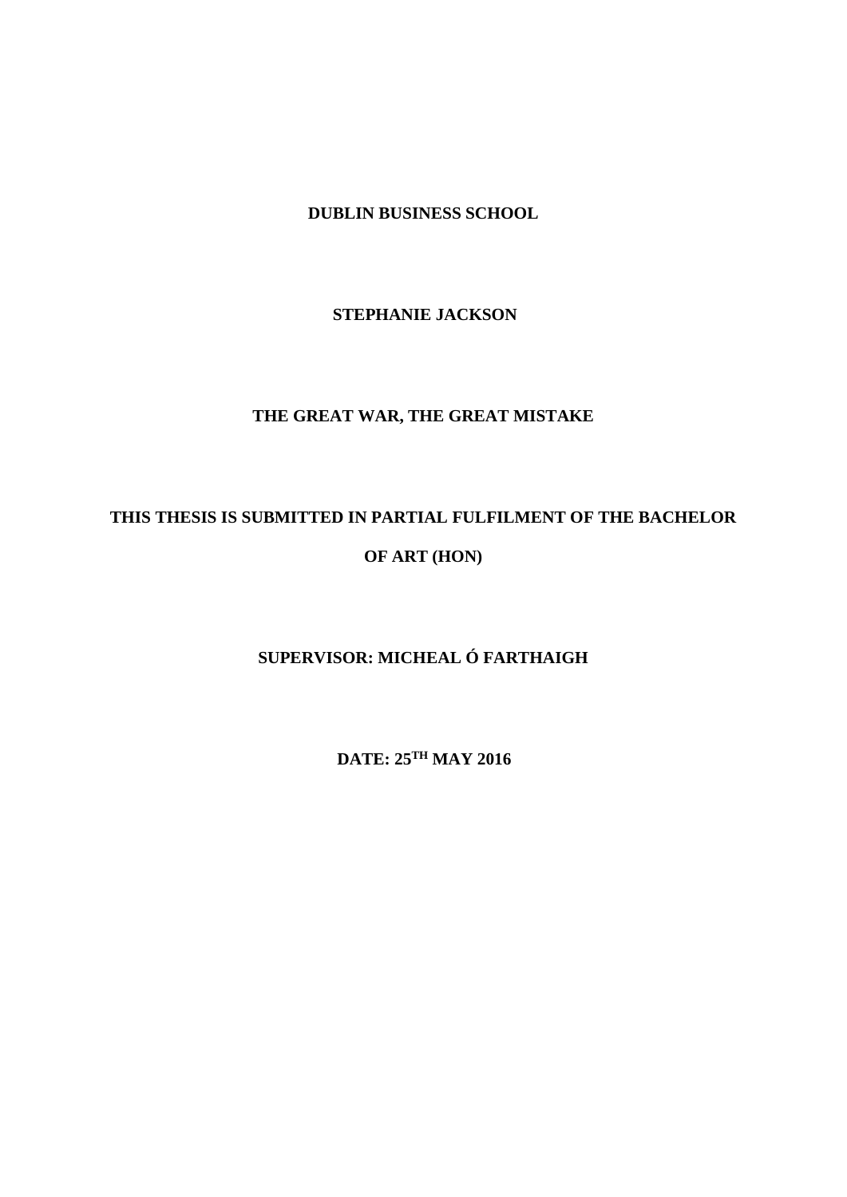**DUBLIN BUSINESS SCHOOL**

**STEPHANIE JACKSON**

**THE GREAT WAR, THE GREAT MISTAKE**

**THIS THESIS IS SUBMITTED IN PARTIAL FULFILMENT OF THE BACHELOR OF ART (HON)**

**SUPERVISOR: MICHEAL Ó FARTHAIGH**

**DATE: 25TH MAY 2016**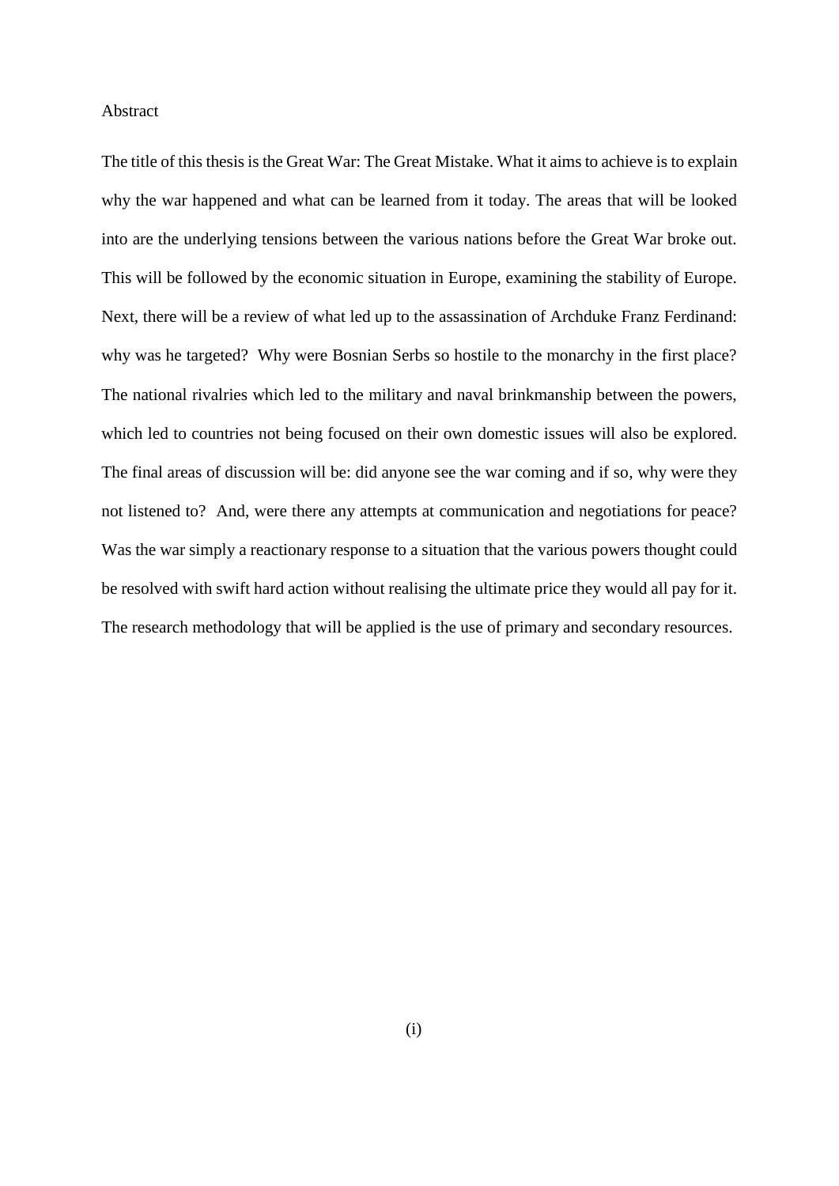# Abstract

The title of this thesis is the Great War: The Great Mistake. What it aims to achieve is to explain why the war happened and what can be learned from it today. The areas that will be looked into are the underlying tensions between the various nations before the Great War broke out. This will be followed by the economic situation in Europe, examining the stability of Europe. Next, there will be a review of what led up to the assassination of Archduke Franz Ferdinand: why was he targeted? Why were Bosnian Serbs so hostile to the monarchy in the first place? The national rivalries which led to the military and naval brinkmanship between the powers, which led to countries not being focused on their own domestic issues will also be explored. The final areas of discussion will be: did anyone see the war coming and if so, why were they not listened to? And, were there any attempts at communication and negotiations for peace? Was the war simply a reactionary response to a situation that the various powers thought could be resolved with swift hard action without realising the ultimate price they would all pay for it. The research methodology that will be applied is the use of primary and secondary resources.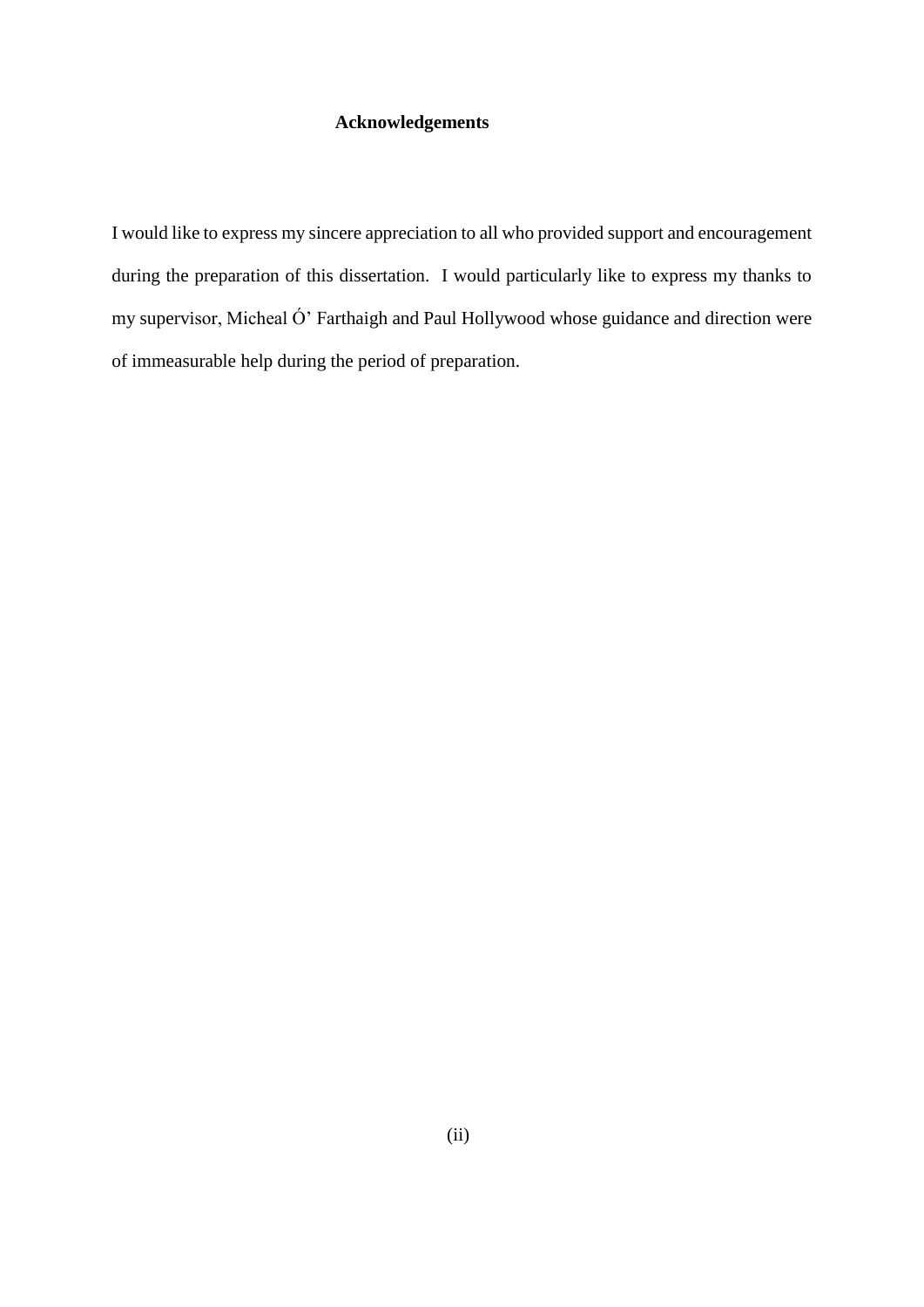## Acknowledgements

I would like to express my sincere appreciation to all who provided support and encouragement during the preparation of this dissertation. I would particularly like to express my thanks to my supervisor, Micheal Ó' Farthaigh and Paul Hollywood whose guidance and direction were of immeasurable help during the period of preparation.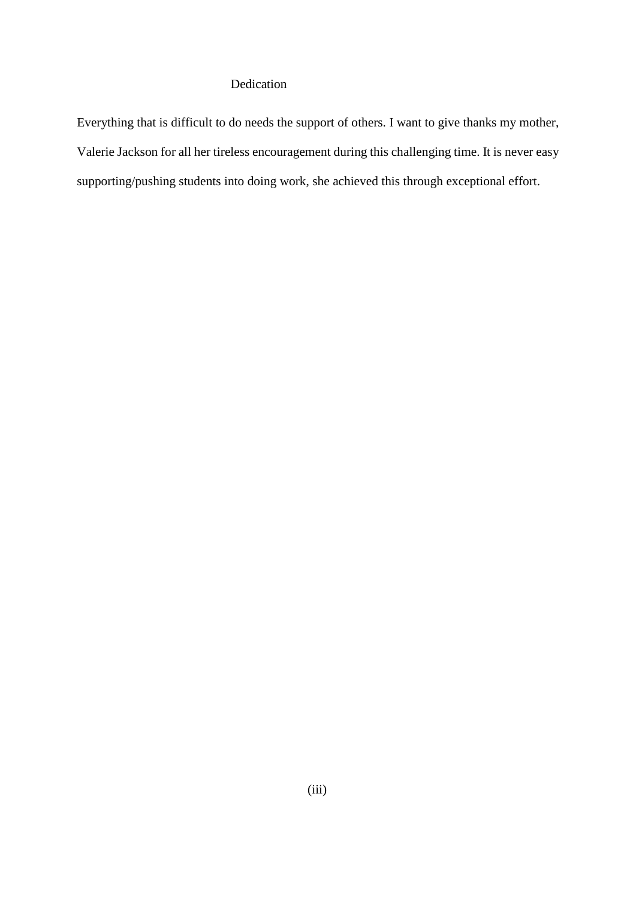# Dedication

Everything that is difficult to do needs the support of others. I want to give thanks my mother, Valerie Jackson for all her tireless encouragement during this challenging time. It is never easy supporting/pushing students into doing work, she achieved this through exceptional effort.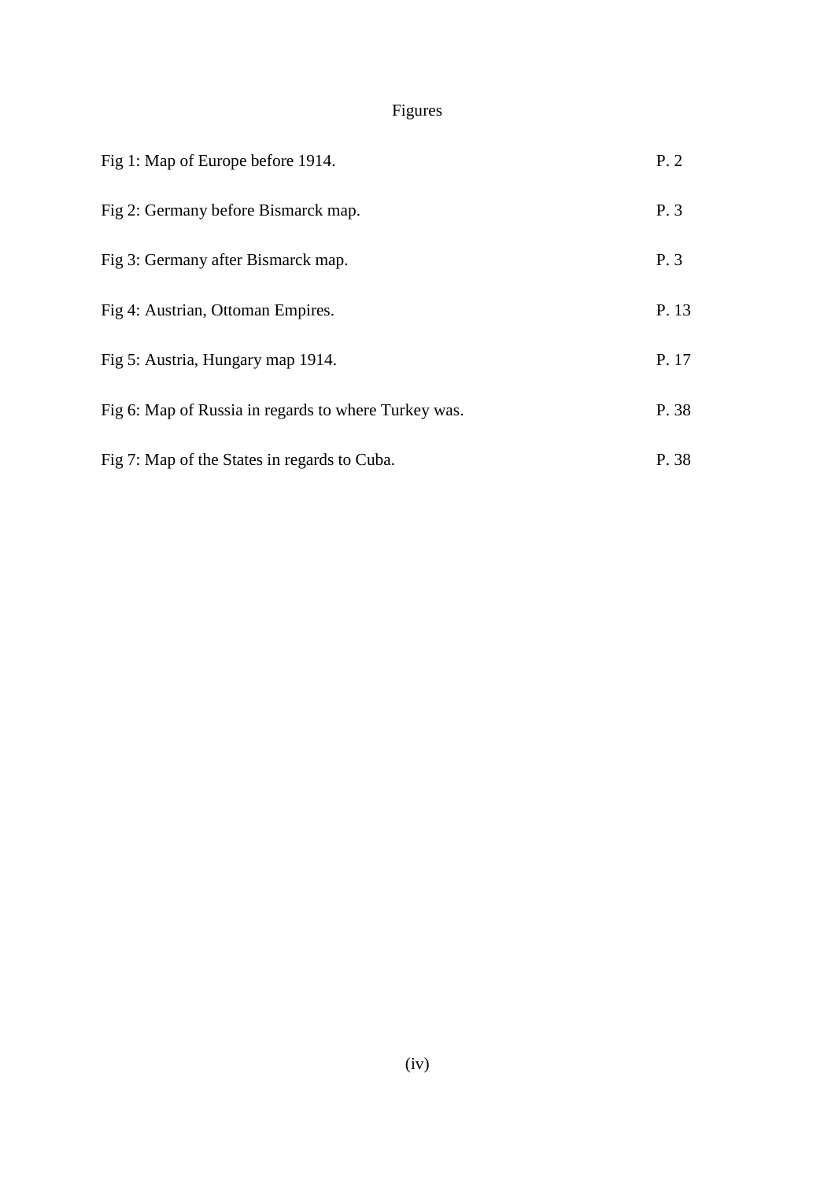# Figures

| | |
|---|---|
| Fig 1: Map of Europe before 1914. | P. 2 |
| Fig 2: Germany before Bismarck map. | P. 3 |
| Fig 3: Germany after Bismarck map. | P. 3 |
| Fig 4: Austrian, Ottoman Empires. | P. 13 |
| Fig 5: Austria, Hungary map 1914. | P. 17 |
| Fig 6: Map of Russia in regards to where Turkey was. | P. 38 |
| Fig 7: Map of the States in regards to Cuba. | P. 38 |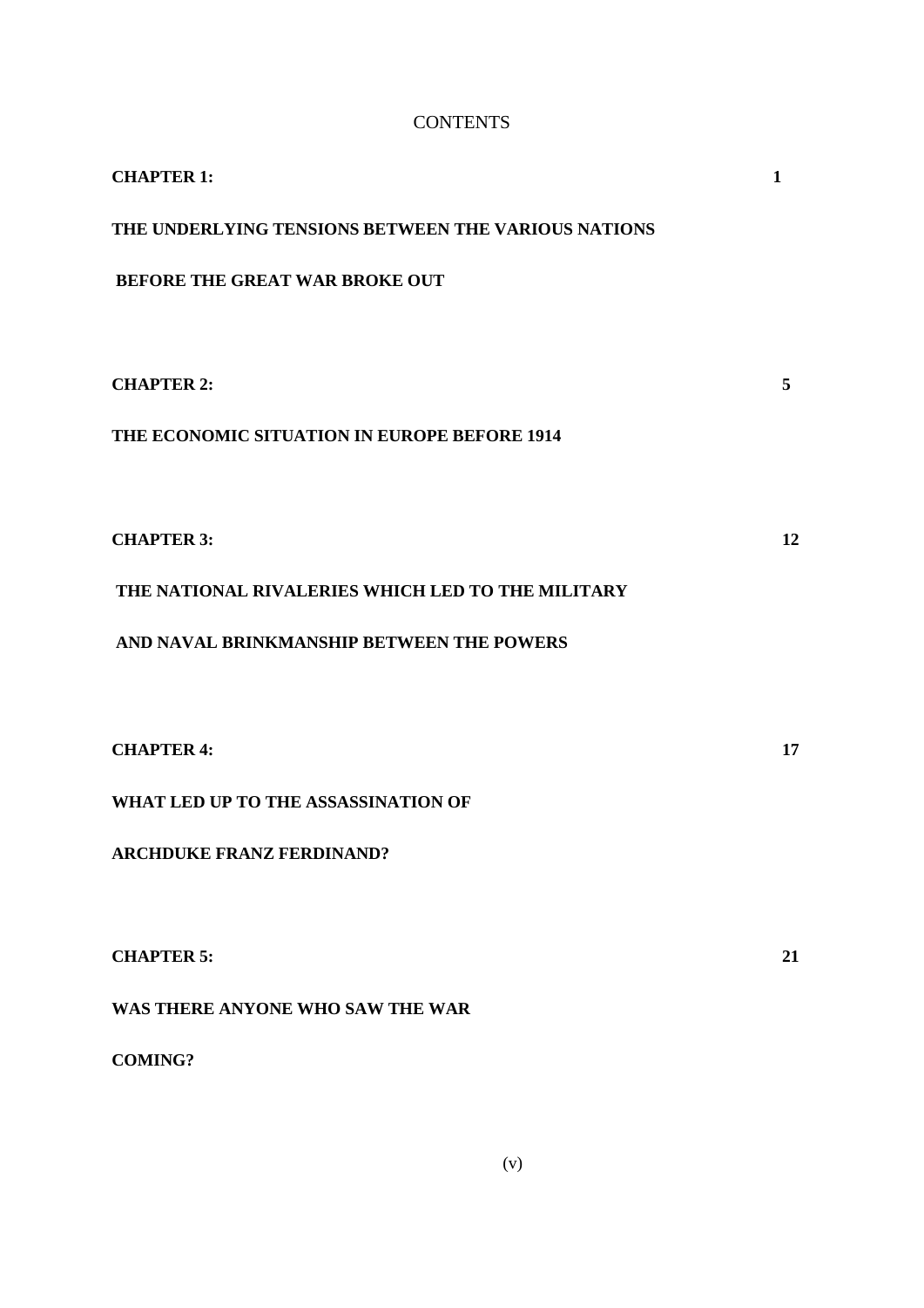# CONTENTS

**CHAPTER 1:** **1**

**THE UNDERLYING TENSIONS BETWEEN THE VARIOUS NATIONS BEFORE THE GREAT WAR BROKE OUT**

**CHAPTER 2:** **5**

**THE ECONOMIC SITUATION IN EUROPE BEFORE 1914**

**CHAPTER 3:** **12**

**THE NATIONAL RIVALERIES WHICH LED TO THE MILITARY AND NAVAL BRINKMANSHIP BETWEEN THE POWERS**

**CHAPTER 4:** **17**

**WHAT LED UP TO THE ASSASSINATION OF ARCHDUKE FRANZ FERDINAND?**

**CHAPTER 5:** **21**

**WAS THERE ANYONE WHO SAW THE WAR COMING?**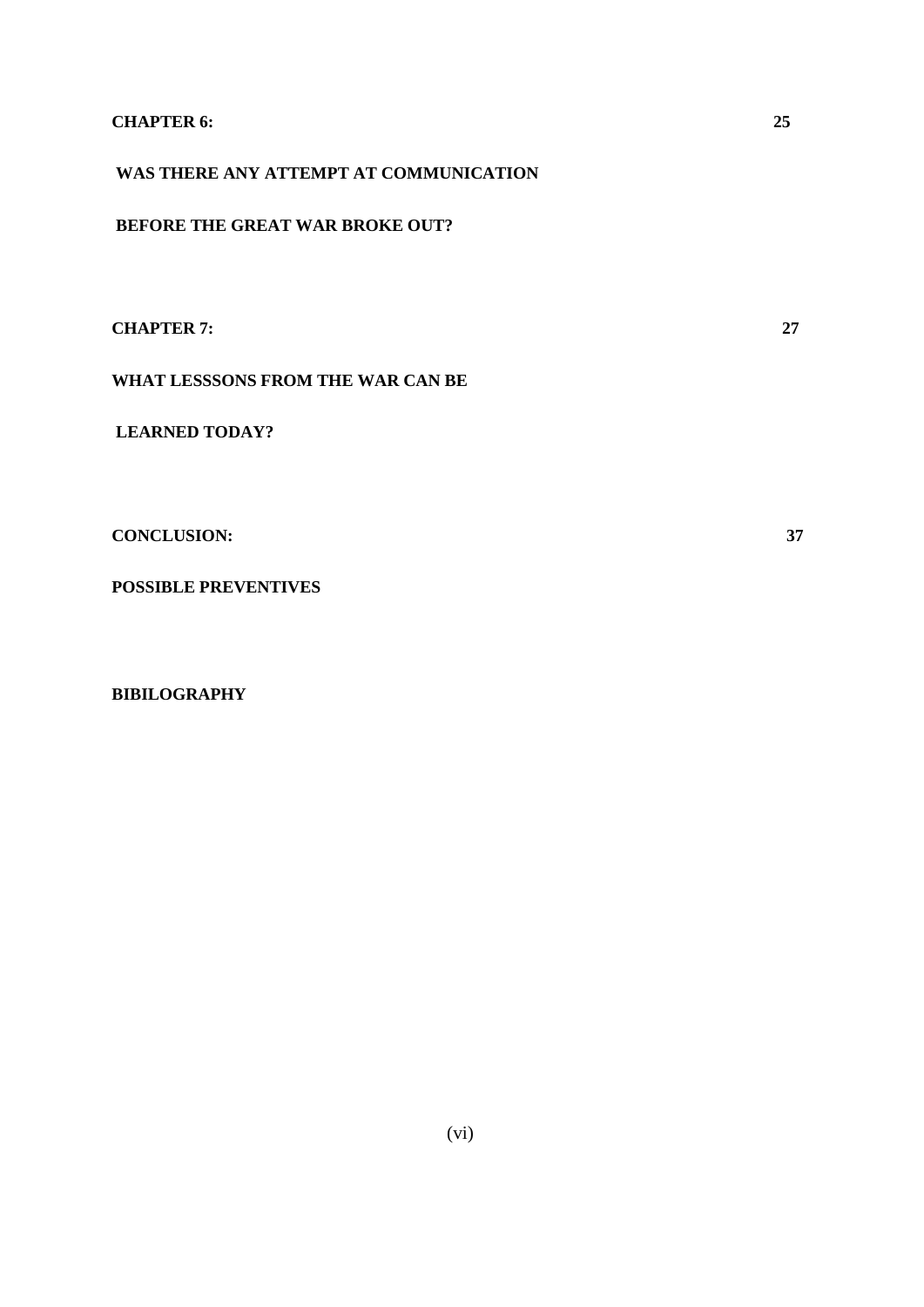**CHAPTER 6:** **25**

**WAS THERE ANY ATTEMPT AT COMMUNICATION**

**BEFORE THE GREAT WAR BROKE OUT?**

**CHAPTER 7:** **27**

**WHAT LESSSONS FROM THE WAR CAN BE**

**LEARNED TODAY?**

**CONCLUSION:** **37**

**POSSIBLE PREVENTIVES**

**BIBILOGRAPHY**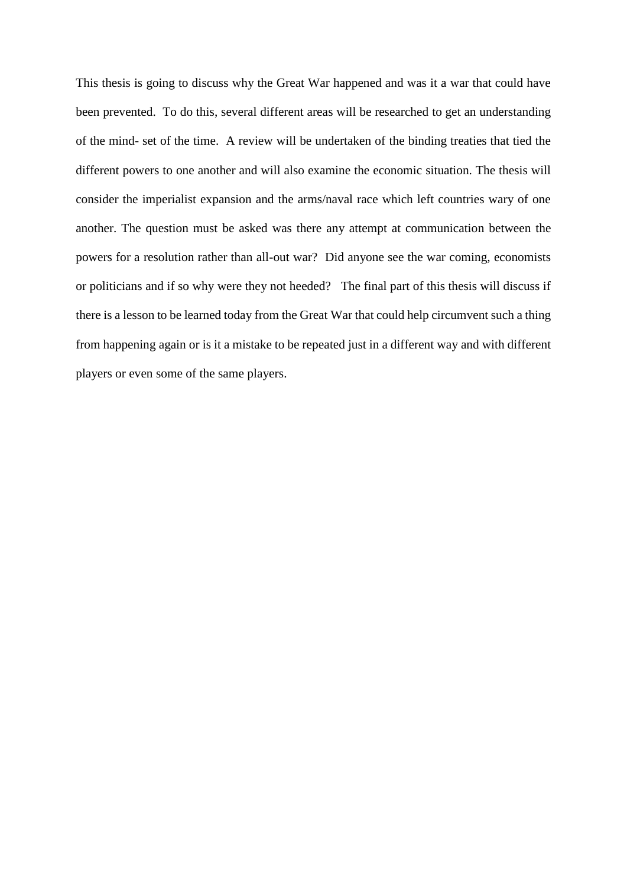This thesis is going to discuss why the Great War happened and was it a war that could have been prevented. To do this, several different areas will be researched to get an understanding of the mind- set of the time. A review will be undertaken of the binding treaties that tied the different powers to one another and will also examine the economic situation. The thesis will consider the imperialist expansion and the arms/naval race which left countries wary of one another. The question must be asked was there any attempt at communication between the powers for a resolution rather than all-out war? Did anyone see the war coming, economists or politicians and if so why were they not heeded? The final part of this thesis will discuss if there is a lesson to be learned today from the Great War that could help circumvent such a thing from happening again or is it a mistake to be repeated just in a different way and with different players or even some of the same players.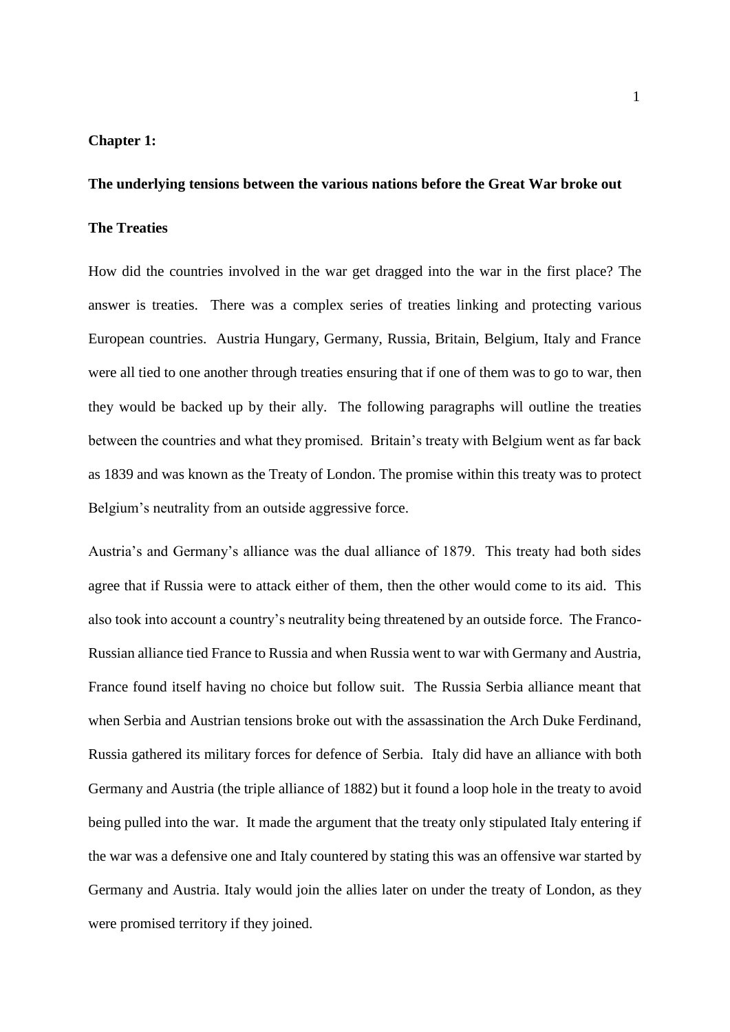**Chapter 1:**

**The underlying tensions between the various nations before the Great War broke out**

**The Treaties**

How did the countries involved in the war get dragged into the war in the first place? The answer is treaties. There was a complex series of treaties linking and protecting various European countries. Austria Hungary, Germany, Russia, Britain, Belgium, Italy and France were all tied to one another through treaties ensuring that if one of them was to go to war, then they would be backed up by their ally. The following paragraphs will outline the treaties between the countries and what they promised. Britain's treaty with Belgium went as far back as 1839 and was known as the Treaty of London. The promise within this treaty was to protect Belgium's neutrality from an outside aggressive force.

Austria's and Germany's alliance was the dual alliance of 1879. This treaty had both sides agree that if Russia were to attack either of them, then the other would come to its aid. This also took into account a country's neutrality being threatened by an outside force. The Franco-Russian alliance tied France to Russia and when Russia went to war with Germany and Austria, France found itself having no choice but follow suit. The Russia Serbia alliance meant that when Serbia and Austrian tensions broke out with the assassination the Arch Duke Ferdinand, Russia gathered its military forces for defence of Serbia. Italy did have an alliance with both Germany and Austria (the triple alliance of 1882) but it found a loop hole in the treaty to avoid being pulled into the war. It made the argument that the treaty only stipulated Italy entering if the war was a defensive one and Italy countered by stating this was an offensive war started by Germany and Austria. Italy would join the allies later on under the treaty of London, as they were promised territory if they joined.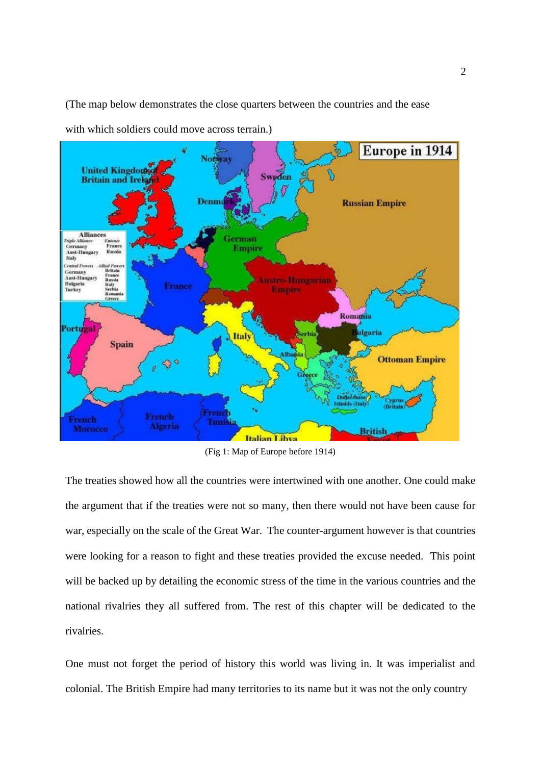(The map below demonstrates the close quarters between the countries and the ease with which soldiers could move across terrain.)

(Fig 1: Map of Europe before 1914)

The treaties showed how all the countries were intertwined with one another. One could make the argument that if the treaties were not so many, then there would not have been cause for war, especially on the scale of the Great War. The counter-argument however is that countries were looking for a reason to fight and these treaties provided the excuse needed. This point will be backed up by detailing the economic stress of the time in the various countries and the national rivalries they all suffered from. The rest of this chapter will be dedicated to the rivalries.

One must not forget the period of history this world was living in. It was imperialist and colonial. The British Empire had many territories to its name but it was not the only country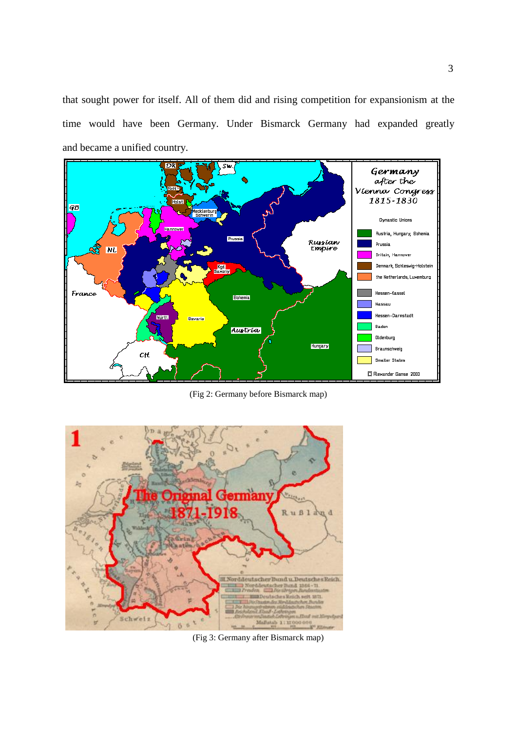that sought power for itself. All of them did and rising competition for expansionism at the time would have been Germany. Under Bismarck Germany had expanded greatly and became a unified country.

(Fig 2: Germany before Bismarck map)

(Fig 3: Germany after Bismarck map)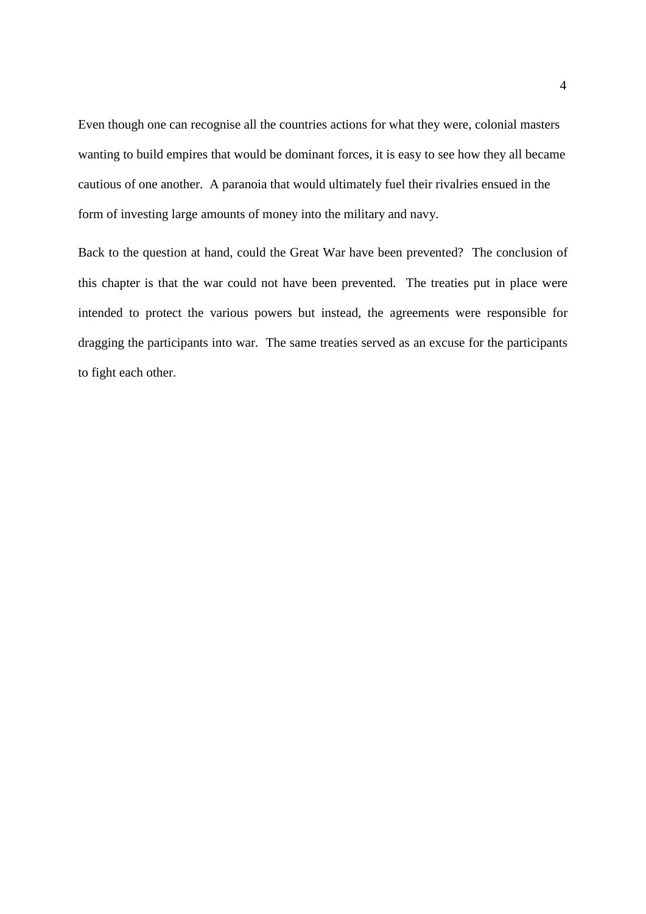Even though one can recognise all the countries actions for what they were, colonial masters wanting to build empires that would be dominant forces, it is easy to see how they all became cautious of one another.  A paranoia that would ultimately fuel their rivalries ensued in the form of investing large amounts of money into the military and navy.

Back to the question at hand, could the Great War have been prevented?  The conclusion of this chapter is that the war could not have been prevented.  The treaties put in place were intended to protect the various powers but instead, the agreements were responsible for dragging the participants into war.  The same treaties served as an excuse for the participants to fight each other.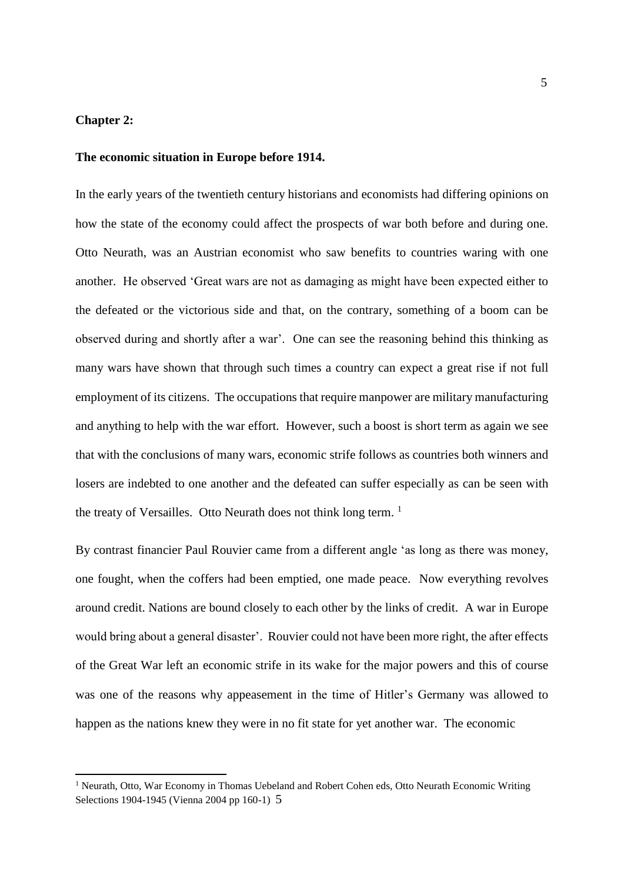**Chapter 2:**

**The economic situation in Europe before 1914.**

In the early years of the twentieth century historians and economists had differing opinions on how the state of the economy could affect the prospects of war both before and during one. Otto Neurath, was an Austrian economist who saw benefits to countries waring with one another. He observed 'Great wars are not as damaging as might have been expected either to the defeated or the victorious side and that, on the contrary, something of a boom can be observed during and shortly after a war'. One can see the reasoning behind this thinking as many wars have shown that through such times a country can expect a great rise if not full employment of its citizens. The occupations that require manpower are military manufacturing and anything to help with the war effort. However, such a boost is short term as again we see that with the conclusions of many wars, economic strife follows as countries both winners and losers are indebted to one another and the defeated can suffer especially as can be seen with the treaty of Versailles. Otto Neurath does not think long term. [1]

By contrast financier Paul Rouvier came from a different angle 'as long as there was money, one fought, when the coffers had been emptied, one made peace. Now everything revolves around credit. Nations are bound closely to each other by the links of credit. A war in Europe would bring about a general disaster'. Rouvier could not have been more right, the after effects of the Great War left an economic strife in its wake for the major powers and this of course was one of the reasons why appeasement in the time of Hitler's Germany was allowed to happen as the nations knew they were in no fit state for yet another war. The economic

[1] Neurath, Otto, War Economy in Thomas Uebeland and Robert Cohen eds, Otto Neurath Economic Writing Selections 1904-1945 (Vienna 2004 pp 160-1)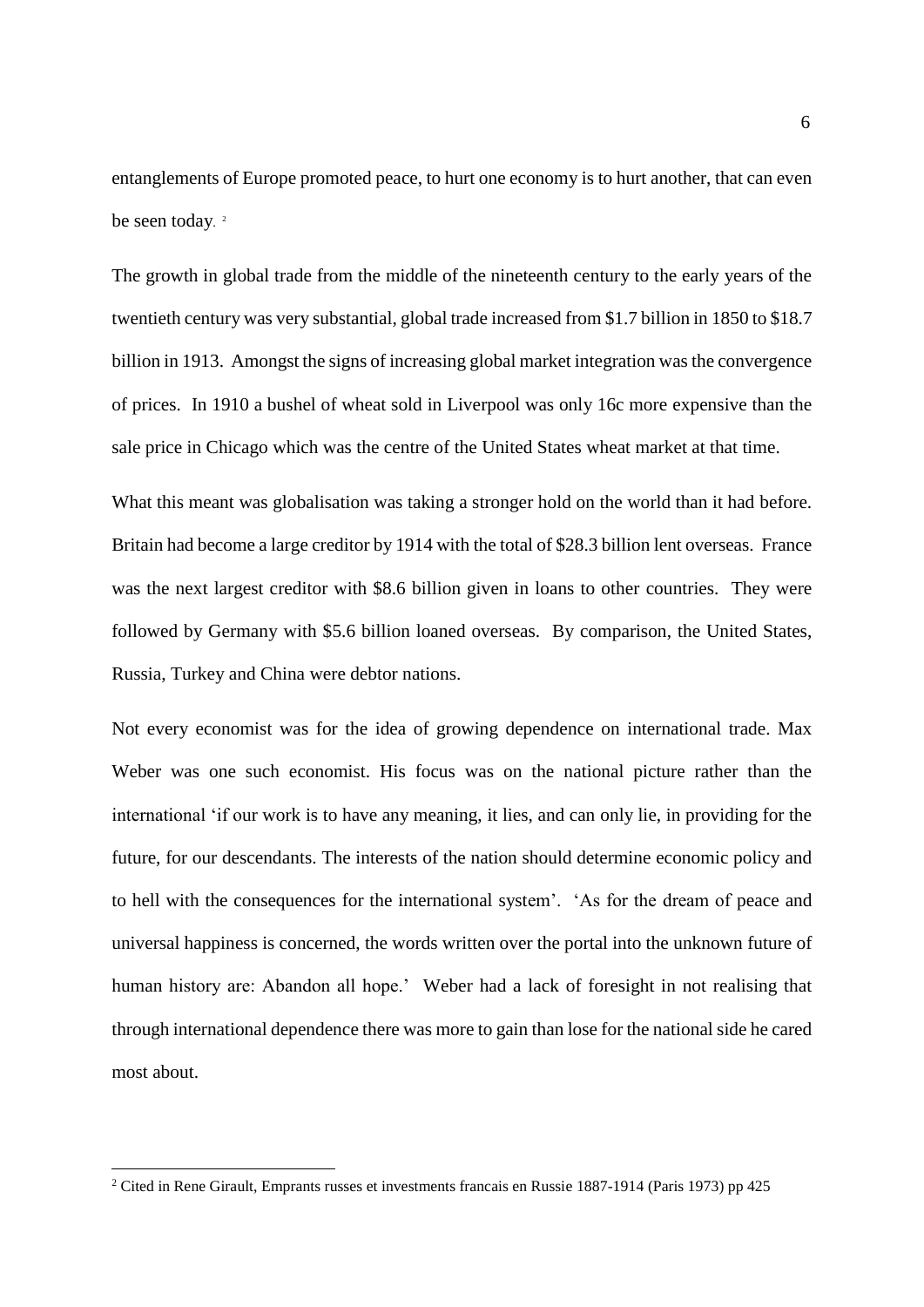entanglements of Europe promoted peace, to hurt one economy is to hurt another, that can even be seen today. [2]

The growth in global trade from the middle of the nineteenth century to the early years of the twentieth century was very substantial, global trade increased from $1.7 billion in 1850 to $18.7 billion in 1913. Amongst the signs of increasing global market integration was the convergence of prices. In 1910 a bushel of wheat sold in Liverpool was only 16c more expensive than the sale price in Chicago which was the centre of the United States wheat market at that time.

What this meant was globalisation was taking a stronger hold on the world than it had before. Britain had become a large creditor by 1914 with the total of $28.3 billion lent overseas. France was the next largest creditor with $8.6 billion given in loans to other countries. They were followed by Germany with $5.6 billion loaned overseas. By comparison, the United States, Russia, Turkey and China were debtor nations.

Not every economist was for the idea of growing dependence on international trade. Max Weber was one such economist. His focus was on the national picture rather than the international 'if our work is to have any meaning, it lies, and can only lie, in providing for the future, for our descendants. The interests of the nation should determine economic policy and to hell with the consequences for the international system'. 'As for the dream of peace and universal happiness is concerned, the words written over the portal into the unknown future of human history are: Abandon all hope.' Weber had a lack of foresight in not realising that through international dependence there was more to gain than lose for the national side he cared most about.

---

[2] Cited in Rene Girault, Emprants russes et investments francais en Russie 1887-1914 (Paris 1973) pp 425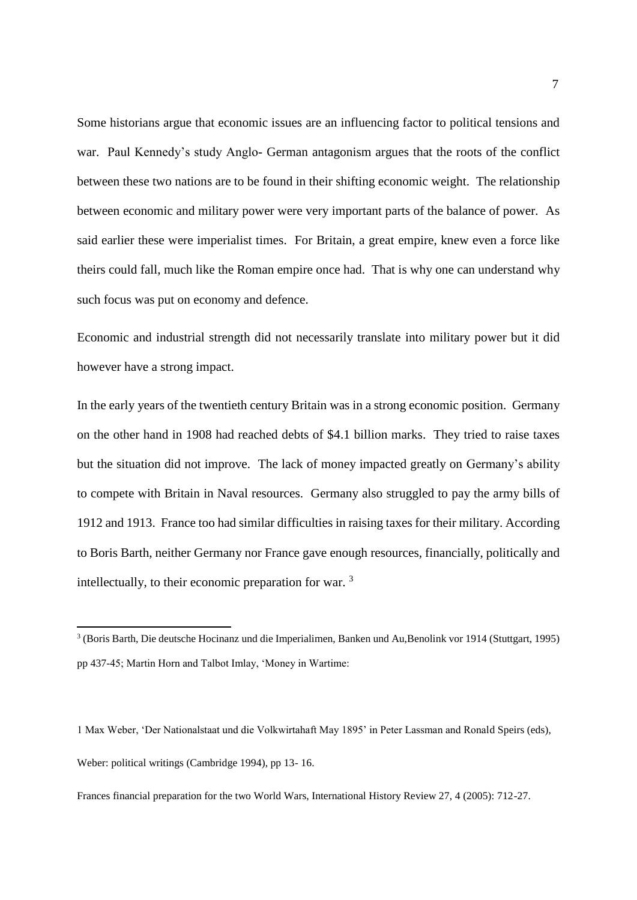Some historians argue that economic issues are an influencing factor to political tensions and war. Paul Kennedy's study Anglo- German antagonism argues that the roots of the conflict between these two nations are to be found in their shifting economic weight. The relationship between economic and military power were very important parts of the balance of power. As said earlier these were imperialist times. For Britain, a great empire, knew even a force like theirs could fall, much like the Roman empire once had. That is why one can understand why such focus was put on economy and defence.

Economic and industrial strength did not necessarily translate into military power but it did however have a strong impact.

In the early years of the twentieth century Britain was in a strong economic position. Germany on the other hand in 1908 had reached debts of $4.1 billion marks. They tried to raise taxes but the situation did not improve. The lack of money impacted greatly on Germany's ability to compete with Britain in Naval resources. Germany also struggled to pay the army bills of 1912 and 1913. France too had similar difficulties in raising taxes for their military. According to Boris Barth, neither Germany nor France gave enough resources, financially, politically and intellectually, to their economic preparation for war. [3]

---

[3] (Boris Barth, Die deutsche Hocinanz und die Imperialimen, Banken und Au,Benolink vor 1914 (Stuttgart, 1995) pp 437-45; Martin Horn and Talbot Imlay, 'Money in Wartime:

1 Max Weber, 'Der Nationalstaat und die Volkwirtahaft May 1895' in Peter Lassman and Ronald Speirs (eds), Weber: political writings (Cambridge 1994), pp 13- 16.

Frances financial preparation for the two World Wars, International History Review 27, 4 (2005): 712-27.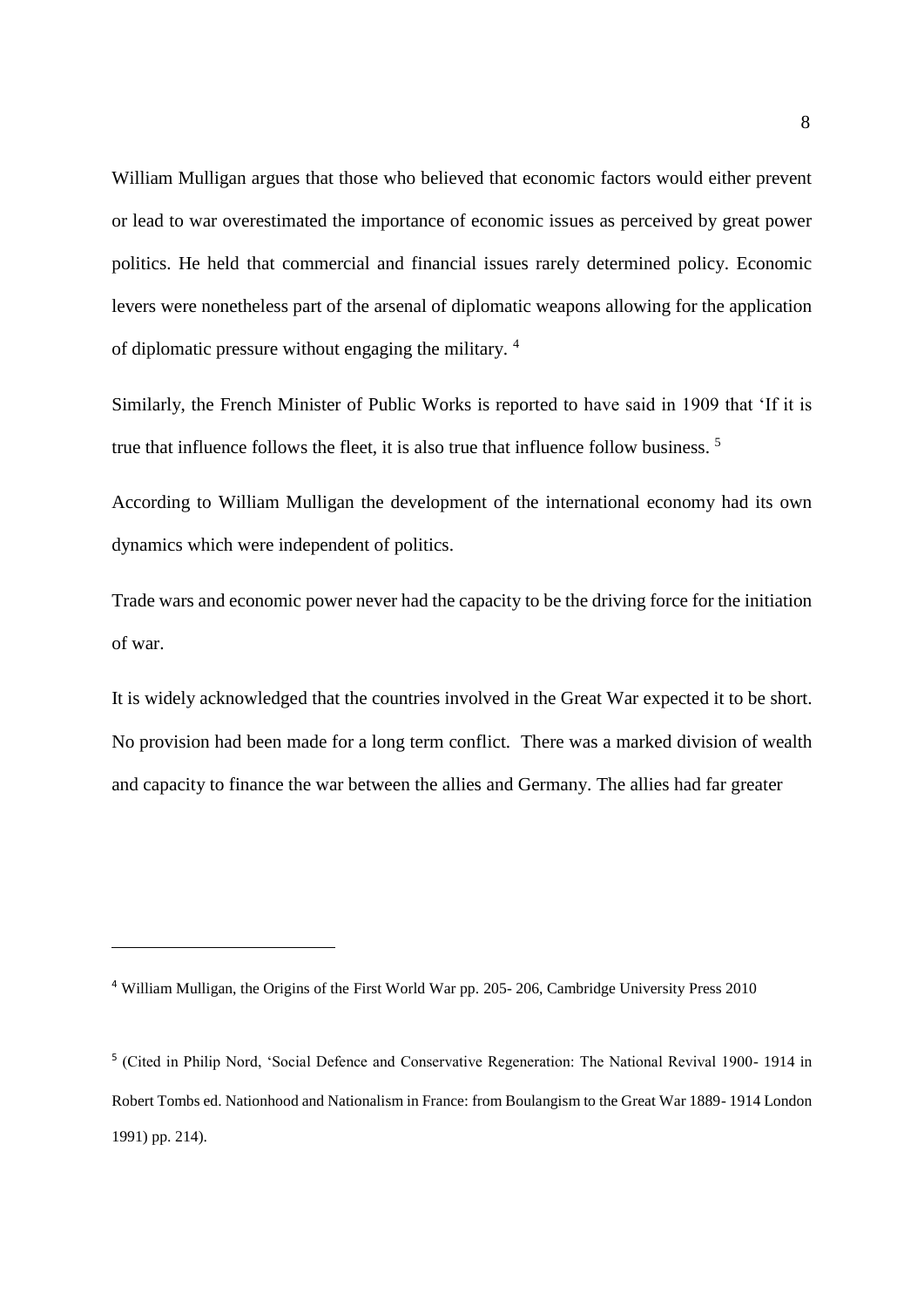William Mulligan argues that those who believed that economic factors would either prevent or lead to war overestimated the importance of economic issues as perceived by great power politics. He held that commercial and financial issues rarely determined policy. Economic levers were nonetheless part of the arsenal of diplomatic weapons allowing for the application of diplomatic pressure without engaging the military. [4]

Similarly, the French Minister of Public Works is reported to have said in 1909 that 'If it is true that influence follows the fleet, it is also true that influence follow business. [5]

According to William Mulligan the development of the international economy had its own dynamics which were independent of politics.

Trade wars and economic power never had the capacity to be the driving force for the initiation of war.

It is widely acknowledged that the countries involved in the Great War expected it to be short. No provision had been made for a long term conflict. There was a marked division of wealth and capacity to finance the war between the allies and Germany. The allies had far greater

---

[4] William Mulligan, the Origins of the First World War pp. 205- 206, Cambridge University Press 2010

[5] (Cited in Philip Nord, 'Social Defence and Conservative Regeneration: The National Revival 1900- 1914 in Robert Tombs ed. Nationhood and Nationalism in France: from Boulangism to the Great War 1889- 1914 London 1991) pp. 214).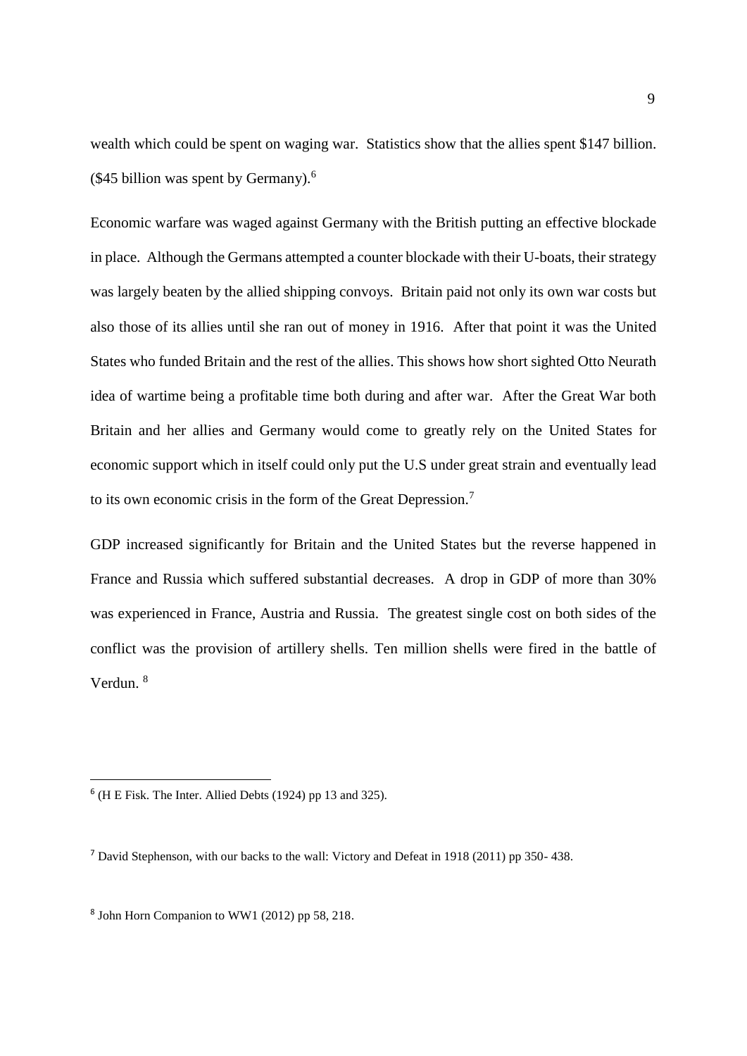wealth which could be spent on waging war. Statistics show that the allies spent $147 billion. ($45 billion was spent by Germany).[6]

Economic warfare was waged against Germany with the British putting an effective blockade in place. Although the Germans attempted a counter blockade with their U-boats, their strategy was largely beaten by the allied shipping convoys. Britain paid not only its own war costs but also those of its allies until she ran out of money in 1916. After that point it was the United States who funded Britain and the rest of the allies. This shows how short sighted Otto Neurath idea of wartime being a profitable time both during and after war. After the Great War both Britain and her allies and Germany would come to greatly rely on the United States for economic support which in itself could only put the U.S under great strain and eventually lead to its own economic crisis in the form of the Great Depression.[7]

GDP increased significantly for Britain and the United States but the reverse happened in France and Russia which suffered substantial decreases. A drop in GDP of more than 30% was experienced in France, Austria and Russia. The greatest single cost on both sides of the conflict was the provision of artillery shells. Ten million shells were fired in the battle of Verdun. [8]

---

[6] (H E Fisk. The Inter. Allied Debts (1924) pp 13 and 325).

[7] David Stephenson, with our backs to the wall: Victory and Defeat in 1918 (2011) pp 350- 438.

[8] John Horn Companion to WW1 (2012) pp 58, 218.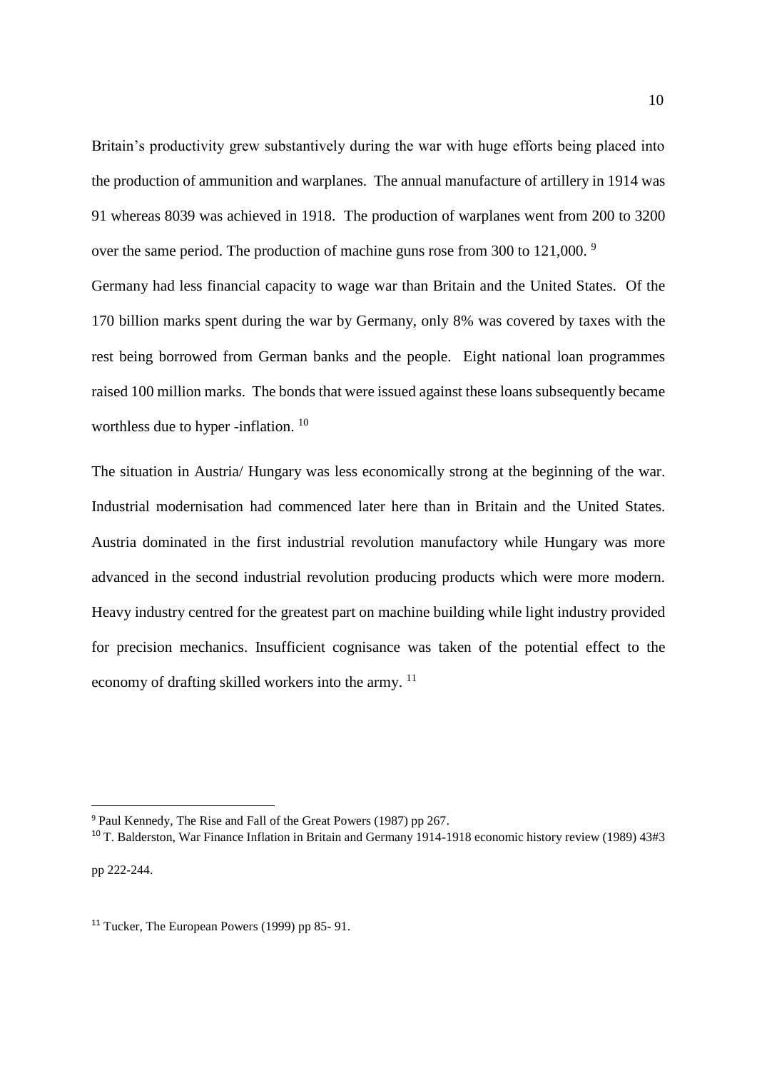Britain's productivity grew substantively during the war with huge efforts being placed into the production of ammunition and warplanes. The annual manufacture of artillery in 1914 was 91 whereas 8039 was achieved in 1918. The production of warplanes went from 200 to 3200 over the same period. The production of machine guns rose from 300 to 121,000. [9]

Germany had less financial capacity to wage war than Britain and the United States. Of the 170 billion marks spent during the war by Germany, only 8% was covered by taxes with the rest being borrowed from German banks and the people. Eight national loan programmes raised 100 million marks. The bonds that were issued against these loans subsequently became worthless due to hyper -inflation. [10]

The situation in Austria/ Hungary was less economically strong at the beginning of the war. Industrial modernisation had commenced later here than in Britain and the United States. Austria dominated in the first industrial revolution manufactory while Hungary was more advanced in the second industrial revolution producing products which were more modern. Heavy industry centred for the greatest part on machine building while light industry provided for precision mechanics. Insufficient cognisance was taken of the potential effect to the economy of drafting skilled workers into the army. [11]

---

[9] Paul Kennedy, The Rise and Fall of the Great Powers (1987) pp 267.

[10] T. Balderston, War Finance Inflation in Britain and Germany 1914-1918 economic history review (1989) 43#3 pp 222-244.

[11] Tucker, The European Powers (1999) pp 85- 91.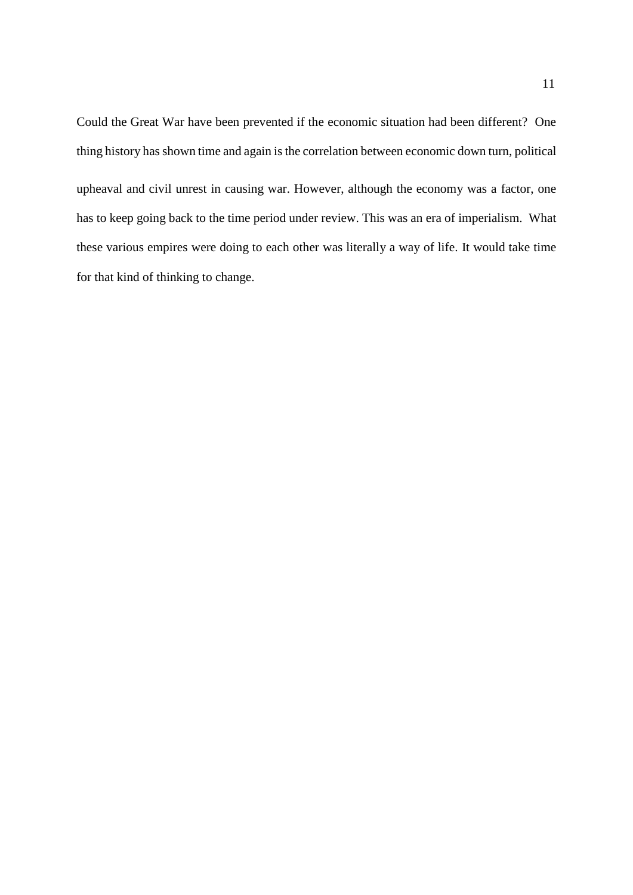Could the Great War have been prevented if the economic situation had been different? One thing history has shown time and again is the correlation between economic down turn, political upheaval and civil unrest in causing war. However, although the economy was a factor, one has to keep going back to the time period under review. This was an era of imperialism. What these various empires were doing to each other was literally a way of life. It would take time for that kind of thinking to change.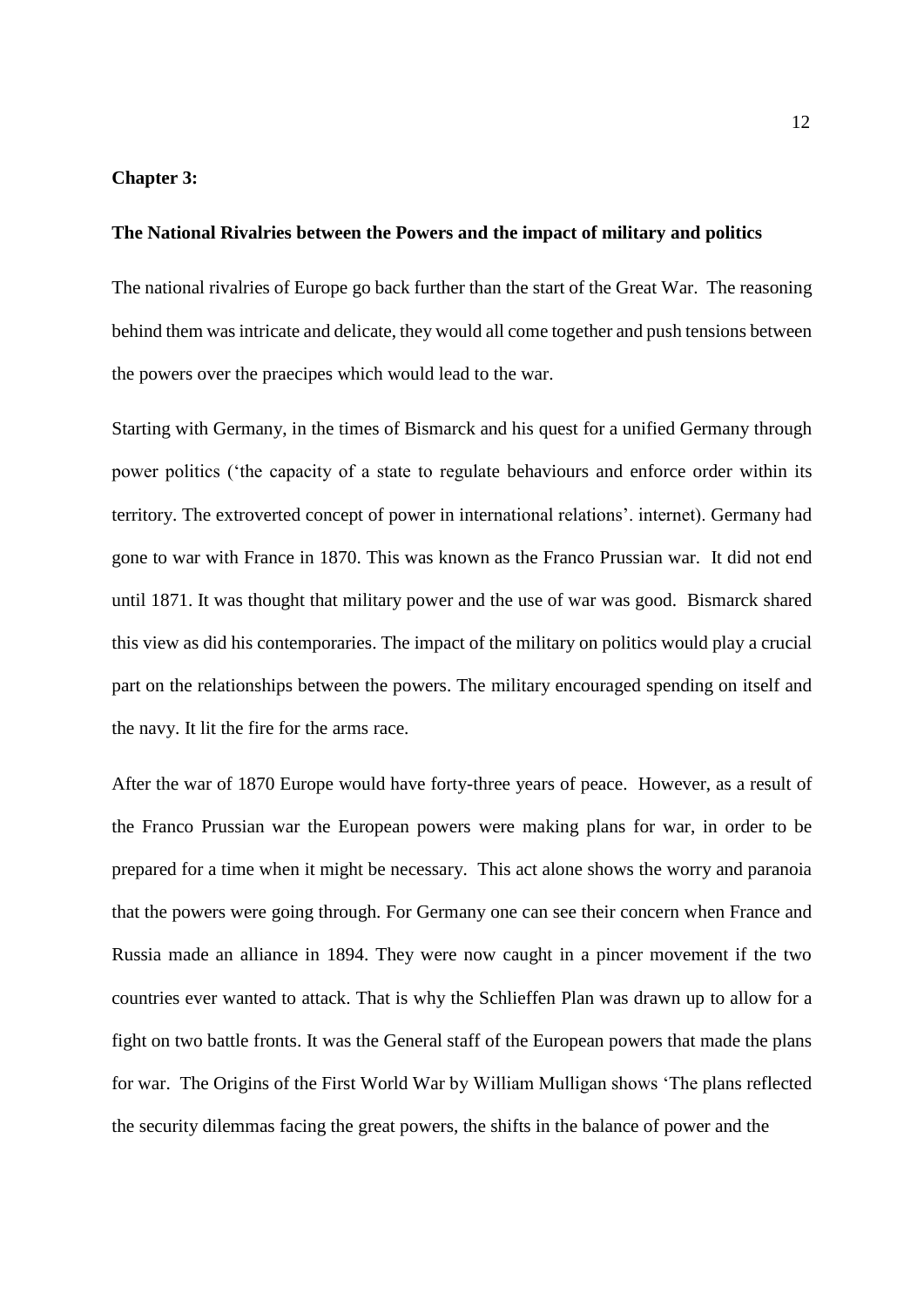**Chapter 3:**

**The National Rivalries between the Powers and the impact of military and politics**

The national rivalries of Europe go back further than the start of the Great War. The reasoning behind them was intricate and delicate, they would all come together and push tensions between the powers over the praecipes which would lead to the war.

Starting with Germany, in the times of Bismarck and his quest for a unified Germany through power politics ('the capacity of a state to regulate behaviours and enforce order within its territory. The extroverted concept of power in international relations'. internet). Germany had gone to war with France in 1870. This was known as the Franco Prussian war. It did not end until 1871. It was thought that military power and the use of war was good. Bismarck shared this view as did his contemporaries. The impact of the military on politics would play a crucial part on the relationships between the powers. The military encouraged spending on itself and the navy. It lit the fire for the arms race.

After the war of 1870 Europe would have forty-three years of peace. However, as a result of the Franco Prussian war the European powers were making plans for war, in order to be prepared for a time when it might be necessary. This act alone shows the worry and paranoia that the powers were going through. For Germany one can see their concern when France and Russia made an alliance in 1894. They were now caught in a pincer movement if the two countries ever wanted to attack. That is why the Schlieffen Plan was drawn up to allow for a fight on two battle fronts. It was the General staff of the European powers that made the plans for war. The Origins of the First World War by William Mulligan shows 'The plans reflected the security dilemmas facing the great powers, the shifts in the balance of power and the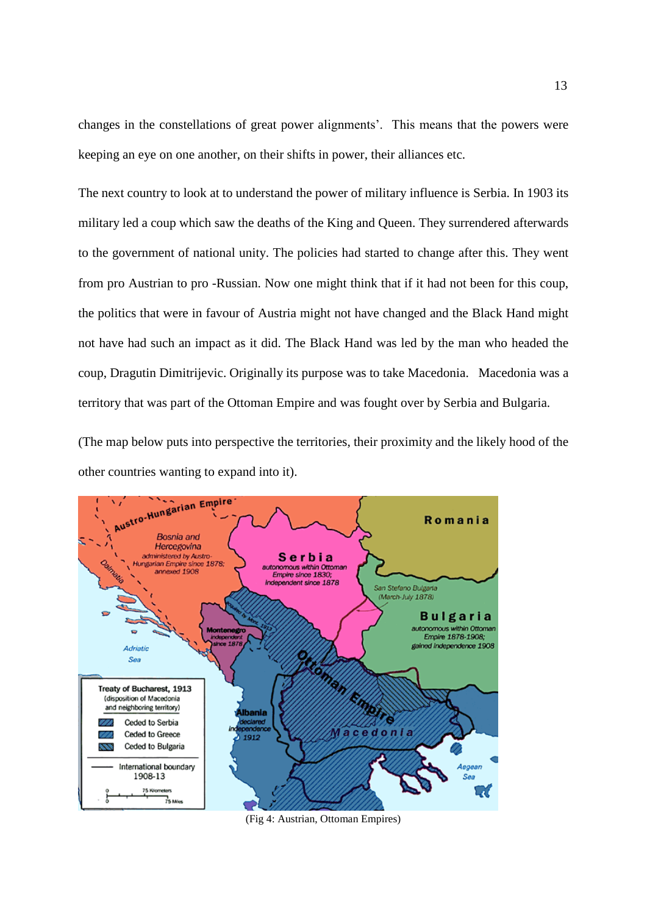changes in the constellations of great power alignments'. This means that the powers were keeping an eye on one another, on their shifts in power, their alliances etc.

The next country to look at to understand the power of military influence is Serbia. In 1903 its military led a coup which saw the deaths of the King and Queen. They surrendered afterwards to the government of national unity. The policies had started to change after this. They went from pro Austrian to pro -Russian. Now one might think that if it had not been for this coup, the politics that were in favour of Austria might not have changed and the Black Hand might not have had such an impact as it did. The Black Hand was led by the man who headed the coup, Dragutin Dimitrijevic. Originally its purpose was to take Macedonia. Macedonia was a territory that was part of the Ottoman Empire and was fought over by Serbia and Bulgaria.

(The map below puts into perspective the territories, their proximity and the likely hood of the other countries wanting to expand into it).

(Fig 4: Austrian, Ottoman Empires)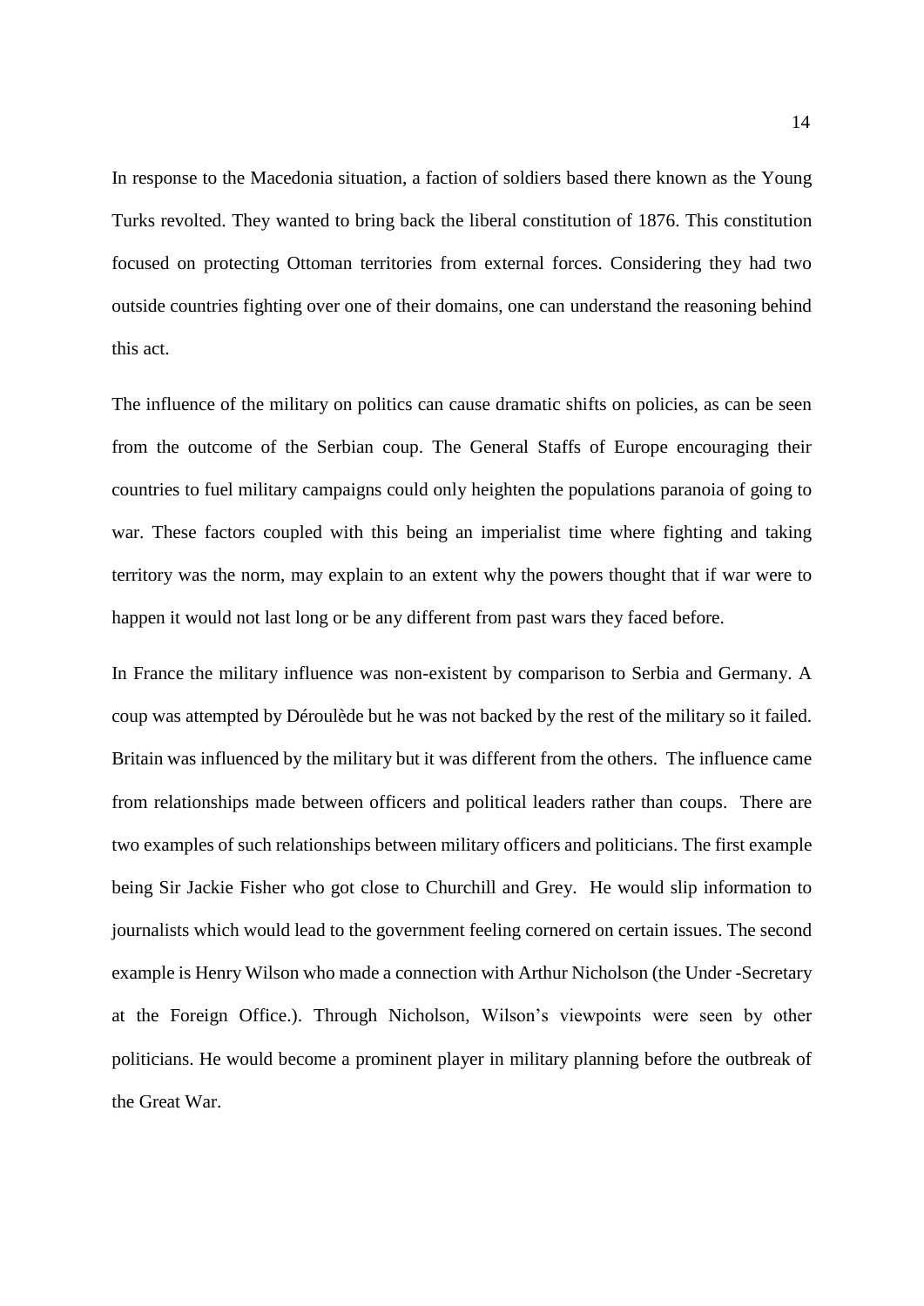In response to the Macedonia situation, a faction of soldiers based there known as the Young Turks revolted. They wanted to bring back the liberal constitution of 1876. This constitution focused on protecting Ottoman territories from external forces. Considering they had two outside countries fighting over one of their domains, one can understand the reasoning behind this act.

The influence of the military on politics can cause dramatic shifts on policies, as can be seen from the outcome of the Serbian coup. The General Staffs of Europe encouraging their countries to fuel military campaigns could only heighten the populations paranoia of going to war. These factors coupled with this being an imperialist time where fighting and taking territory was the norm, may explain to an extent why the powers thought that if war were to happen it would not last long or be any different from past wars they faced before.

In France the military influence was non-existent by comparison to Serbia and Germany. A coup was attempted by Déroulède but he was not backed by the rest of the military so it failed. Britain was influenced by the military but it was different from the others. The influence came from relationships made between officers and political leaders rather than coups. There are two examples of such relationships between military officers and politicians. The first example being Sir Jackie Fisher who got close to Churchill and Grey. He would slip information to journalists which would lead to the government feeling cornered on certain issues. The second example is Henry Wilson who made a connection with Arthur Nicholson (the Under -Secretary at the Foreign Office.). Through Nicholson, Wilson's viewpoints were seen by other politicians. He would become a prominent player in military planning before the outbreak of the Great War.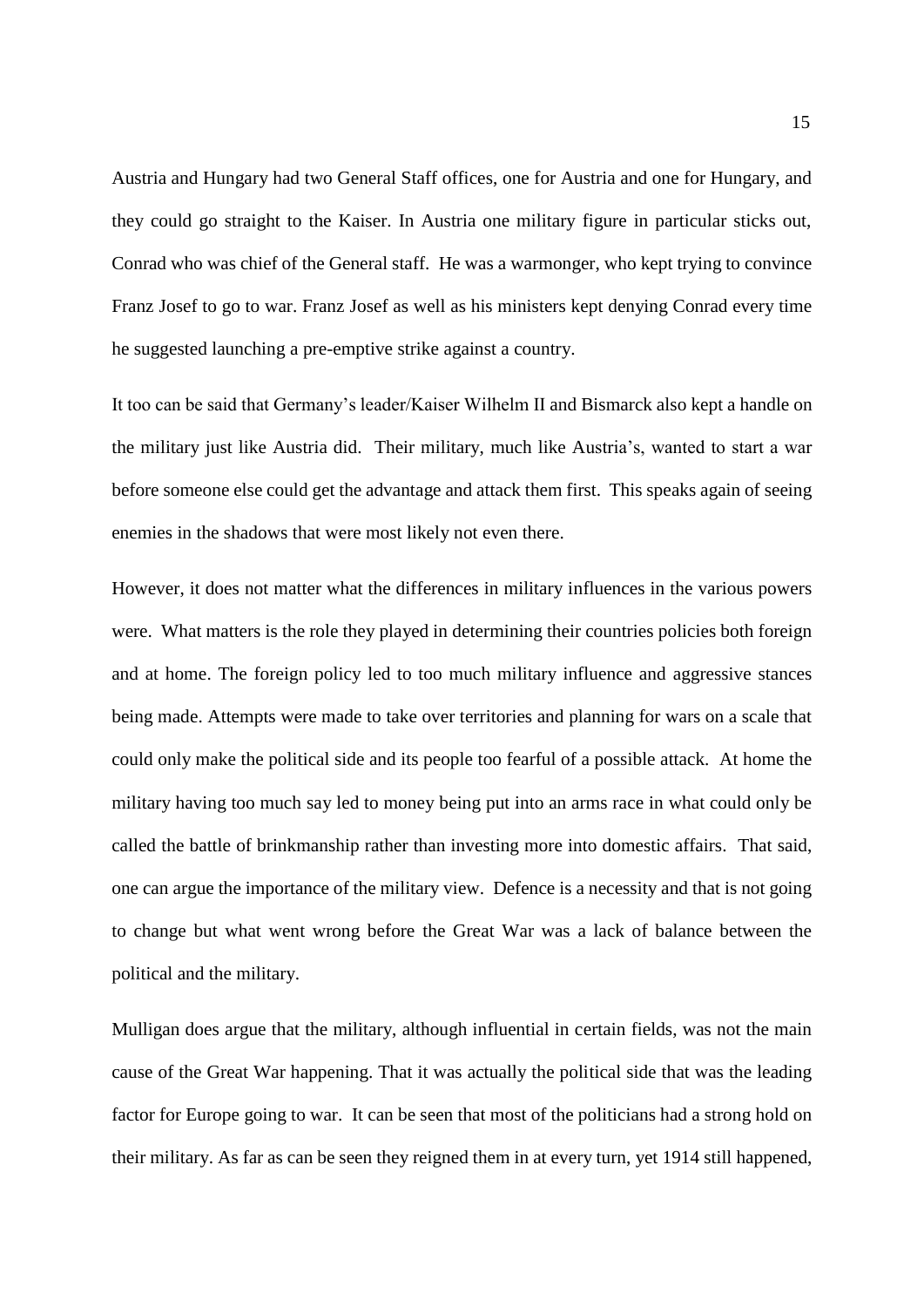Austria and Hungary had two General Staff offices, one for Austria and one for Hungary, and they could go straight to the Kaiser. In Austria one military figure in particular sticks out, Conrad who was chief of the General staff. He was a warmonger, who kept trying to convince Franz Josef to go to war. Franz Josef as well as his ministers kept denying Conrad every time he suggested launching a pre-emptive strike against a country.

It too can be said that Germany's leader/Kaiser Wilhelm II and Bismarck also kept a handle on the military just like Austria did. Their military, much like Austria's, wanted to start a war before someone else could get the advantage and attack them first. This speaks again of seeing enemies in the shadows that were most likely not even there.

However, it does not matter what the differences in military influences in the various powers were. What matters is the role they played in determining their countries policies both foreign and at home. The foreign policy led to too much military influence and aggressive stances being made. Attempts were made to take over territories and planning for wars on a scale that could only make the political side and its people too fearful of a possible attack. At home the military having too much say led to money being put into an arms race in what could only be called the battle of brinkmanship rather than investing more into domestic affairs. That said, one can argue the importance of the military view. Defence is a necessity and that is not going to change but what went wrong before the Great War was a lack of balance between the political and the military.

Mulligan does argue that the military, although influential in certain fields, was not the main cause of the Great War happening. That it was actually the political side that was the leading factor for Europe going to war. It can be seen that most of the politicians had a strong hold on their military. As far as can be seen they reigned them in at every turn, yet 1914 still happened,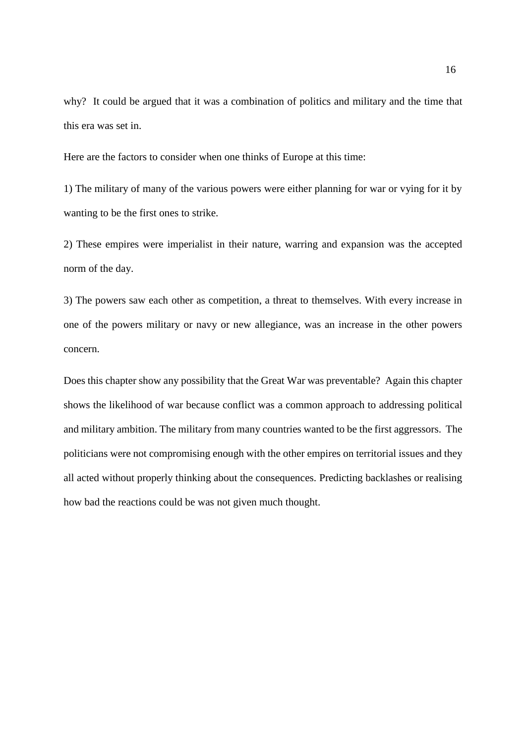why? It could be argued that it was a combination of politics and military and the time that this era was set in.

Here are the factors to consider when one thinks of Europe at this time:

1) The military of many of the various powers were either planning for war or vying for it by wanting to be the first ones to strike.

2) These empires were imperialist in their nature, warring and expansion was the accepted norm of the day.

3) The powers saw each other as competition, a threat to themselves. With every increase in one of the powers military or navy or new allegiance, was an increase in the other powers concern.

Does this chapter show any possibility that the Great War was preventable? Again this chapter shows the likelihood of war because conflict was a common approach to addressing political and military ambition. The military from many countries wanted to be the first aggressors. The politicians were not compromising enough with the other empires on territorial issues and they all acted without properly thinking about the consequences. Predicting backlashes or realising how bad the reactions could be was not given much thought.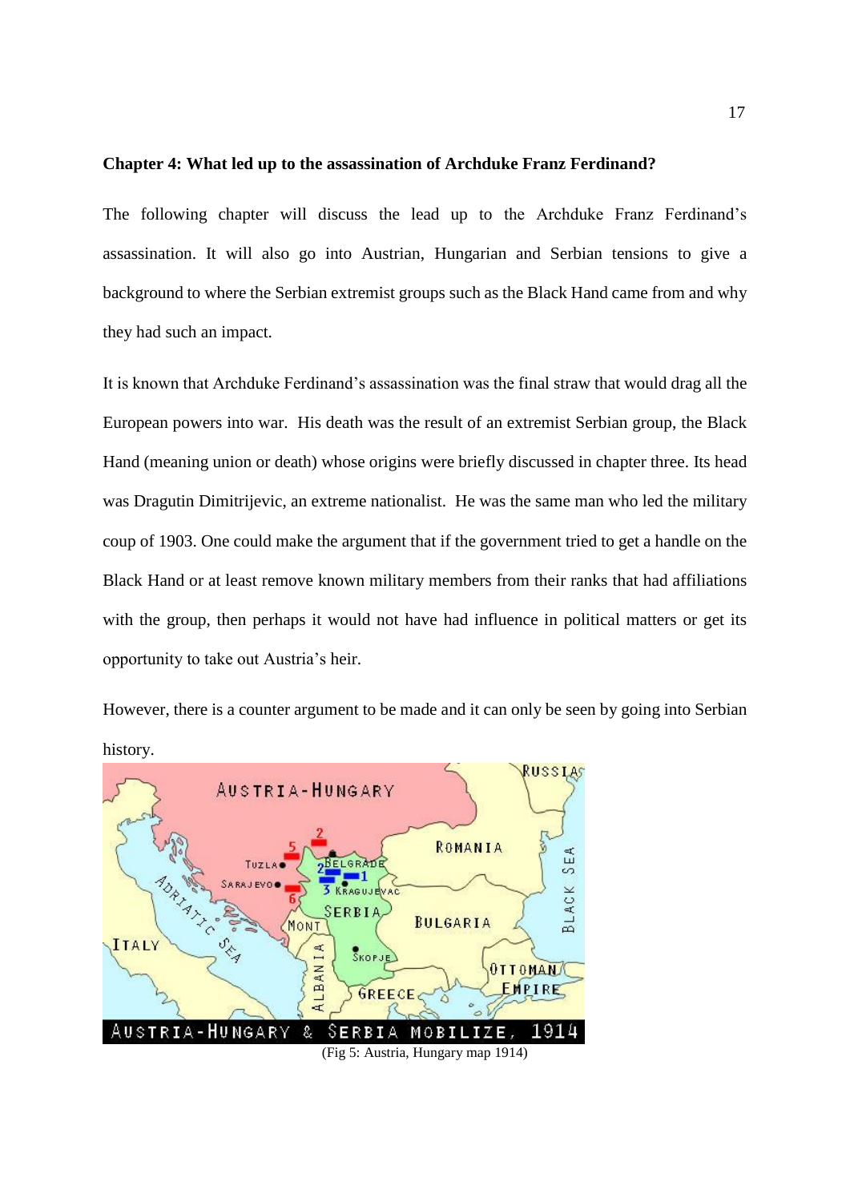**Chapter 4: What led up to the assassination of Archduke Franz Ferdinand?**

The following chapter will discuss the lead up to the Archduke Franz Ferdinand's assassination. It will also go into Austrian, Hungarian and Serbian tensions to give a background to where the Serbian extremist groups such as the Black Hand came from and why they had such an impact.

It is known that Archduke Ferdinand's assassination was the final straw that would drag all the European powers into war. His death was the result of an extremist Serbian group, the Black Hand (meaning union or death) whose origins were briefly discussed in chapter three. Its head was Dragutin Dimitrijevic, an extreme nationalist. He was the same man who led the military coup of 1903. One could make the argument that if the government tried to get a handle on the Black Hand or at least remove known military members from their ranks that had affiliations with the group, then perhaps it would not have had influence in political matters or get its opportunity to take out Austria's heir.

However, there is a counter argument to be made and it can only be seen by going into Serbian history.

(Fig 5: Austria, Hungary map 1914)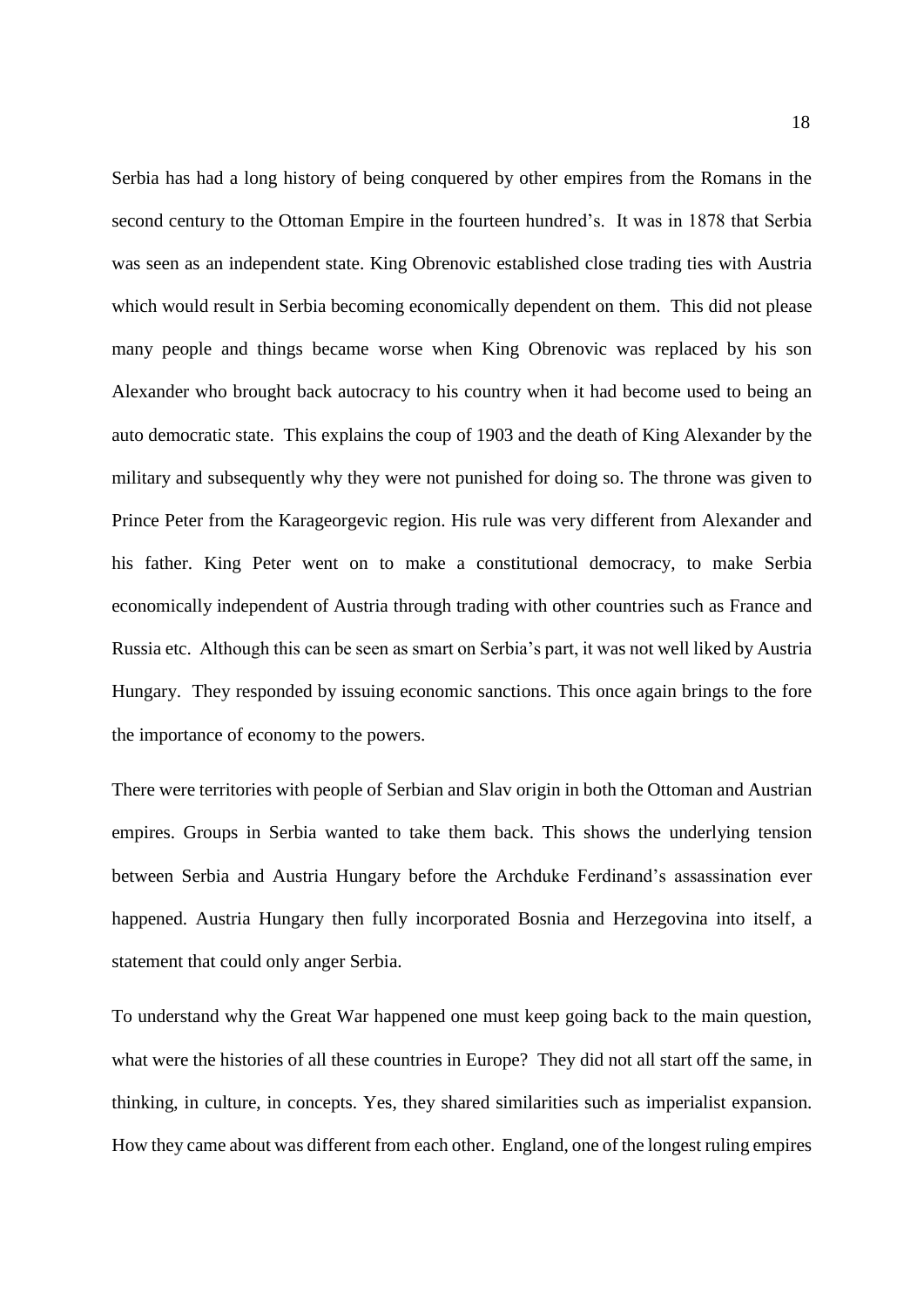Serbia has had a long history of being conquered by other empires from the Romans in the second century to the Ottoman Empire in the fourteen hundred's. It was in 1878 that Serbia was seen as an independent state. King Obrenovic established close trading ties with Austria which would result in Serbia becoming economically dependent on them. This did not please many people and things became worse when King Obrenovic was replaced by his son Alexander who brought back autocracy to his country when it had become used to being an auto democratic state. This explains the coup of 1903 and the death of King Alexander by the military and subsequently why they were not punished for doing so. The throne was given to Prince Peter from the Karageorgevic region. His rule was very different from Alexander and his father. King Peter went on to make a constitutional democracy, to make Serbia economically independent of Austria through trading with other countries such as France and Russia etc. Although this can be seen as smart on Serbia's part, it was not well liked by Austria Hungary. They responded by issuing economic sanctions. This once again brings to the fore the importance of economy to the powers.

There were territories with people of Serbian and Slav origin in both the Ottoman and Austrian empires. Groups in Serbia wanted to take them back. This shows the underlying tension between Serbia and Austria Hungary before the Archduke Ferdinand's assassination ever happened. Austria Hungary then fully incorporated Bosnia and Herzegovina into itself, a statement that could only anger Serbia.

To understand why the Great War happened one must keep going back to the main question, what were the histories of all these countries in Europe? They did not all start off the same, in thinking, in culture, in concepts. Yes, they shared similarities such as imperialist expansion. How they came about was different from each other. England, one of the longest ruling empires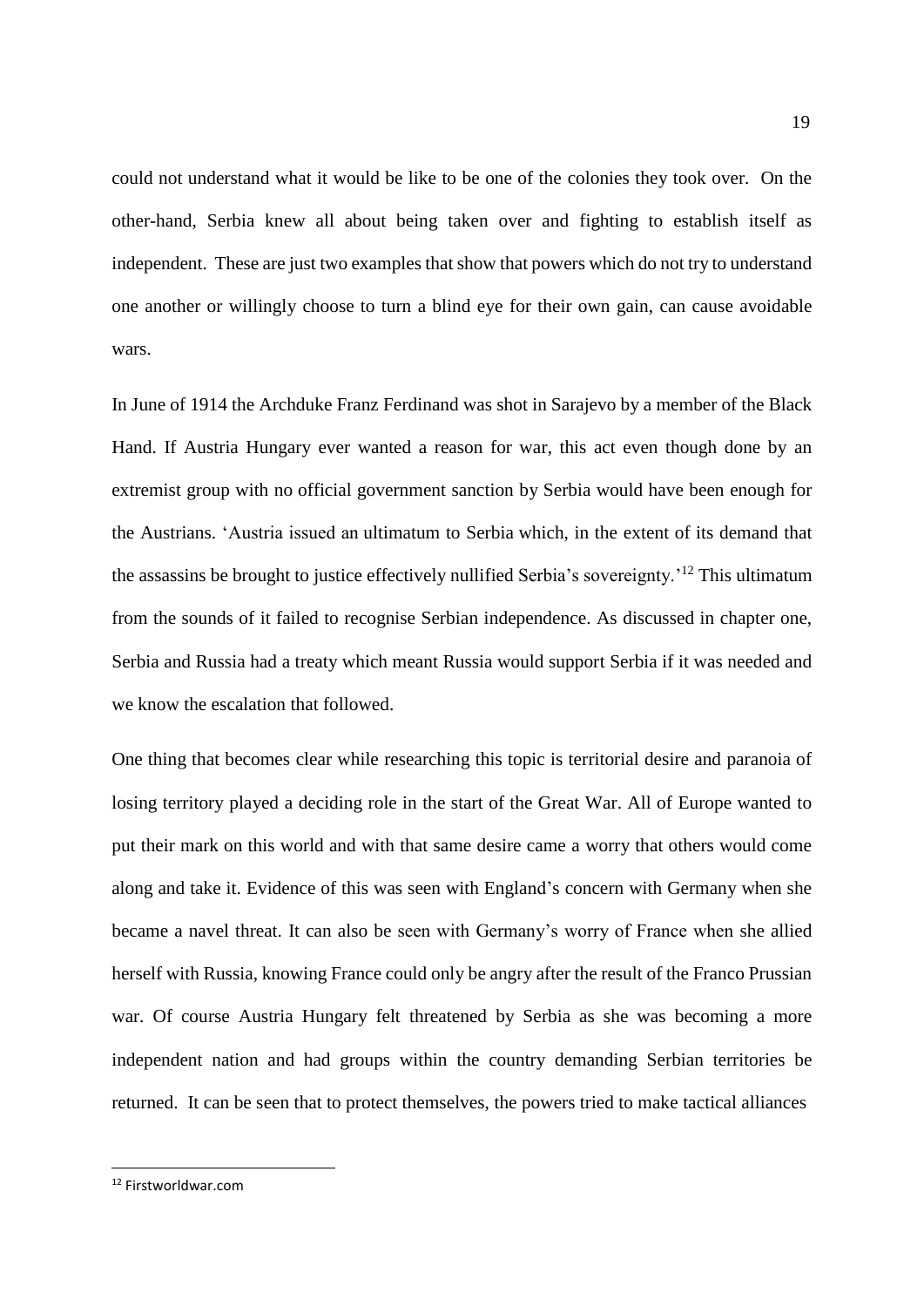could not understand what it would be like to be one of the colonies they took over. On the other-hand, Serbia knew all about being taken over and fighting to establish itself as independent. These are just two examples that show that powers which do not try to understand one another or willingly choose to turn a blind eye for their own gain, can cause avoidable wars.

In June of 1914 the Archduke Franz Ferdinand was shot in Sarajevo by a member of the Black Hand. If Austria Hungary ever wanted a reason for war, this act even though done by an extremist group with no official government sanction by Serbia would have been enough for the Austrians. 'Austria issued an ultimatum to Serbia which, in the extent of its demand that the assassins be brought to justice effectively nullified Serbia's sovereignty.'[12] This ultimatum from the sounds of it failed to recognise Serbian independence. As discussed in chapter one, Serbia and Russia had a treaty which meant Russia would support Serbia if it was needed and we know the escalation that followed.

One thing that becomes clear while researching this topic is territorial desire and paranoia of losing territory played a deciding role in the start of the Great War. All of Europe wanted to put their mark on this world and with that same desire came a worry that others would come along and take it. Evidence of this was seen with England's concern with Germany when she became a navel threat. It can also be seen with Germany's worry of France when she allied herself with Russia, knowing France could only be angry after the result of the Franco Prussian war. Of course Austria Hungary felt threatened by Serbia as she was becoming a more independent nation and had groups within the country demanding Serbian territories be returned. It can be seen that to protect themselves, the powers tried to make tactical alliances

[12] Firstworldwar.com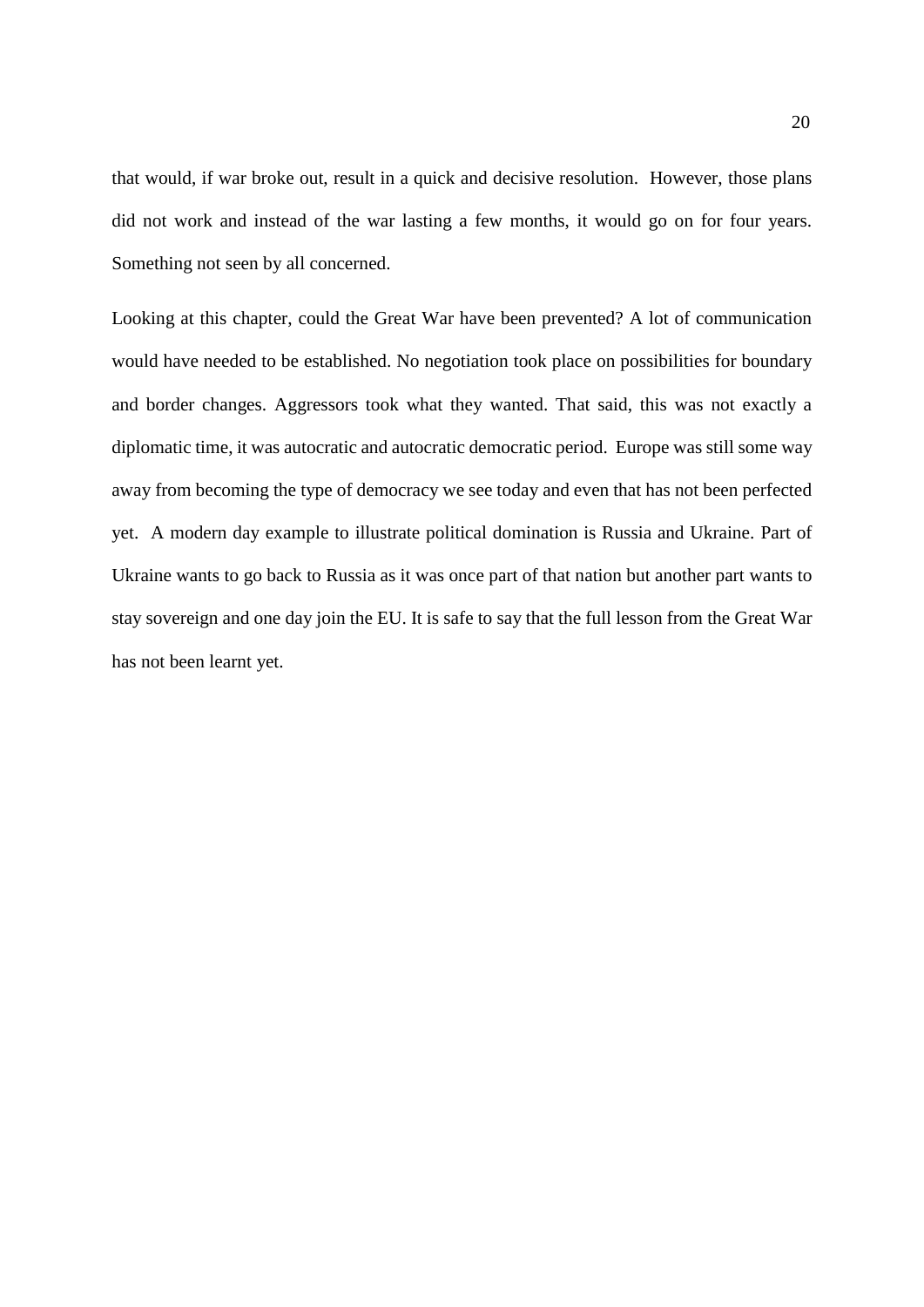that would, if war broke out, result in a quick and decisive resolution. However, those plans did not work and instead of the war lasting a few months, it would go on for four years. Something not seen by all concerned.

Looking at this chapter, could the Great War have been prevented? A lot of communication would have needed to be established. No negotiation took place on possibilities for boundary and border changes. Aggressors took what they wanted. That said, this was not exactly a diplomatic time, it was autocratic and autocratic democratic period. Europe was still some way away from becoming the type of democracy we see today and even that has not been perfected yet. A modern day example to illustrate political domination is Russia and Ukraine. Part of Ukraine wants to go back to Russia as it was once part of that nation but another part wants to stay sovereign and one day join the EU. It is safe to say that the full lesson from the Great War has not been learnt yet.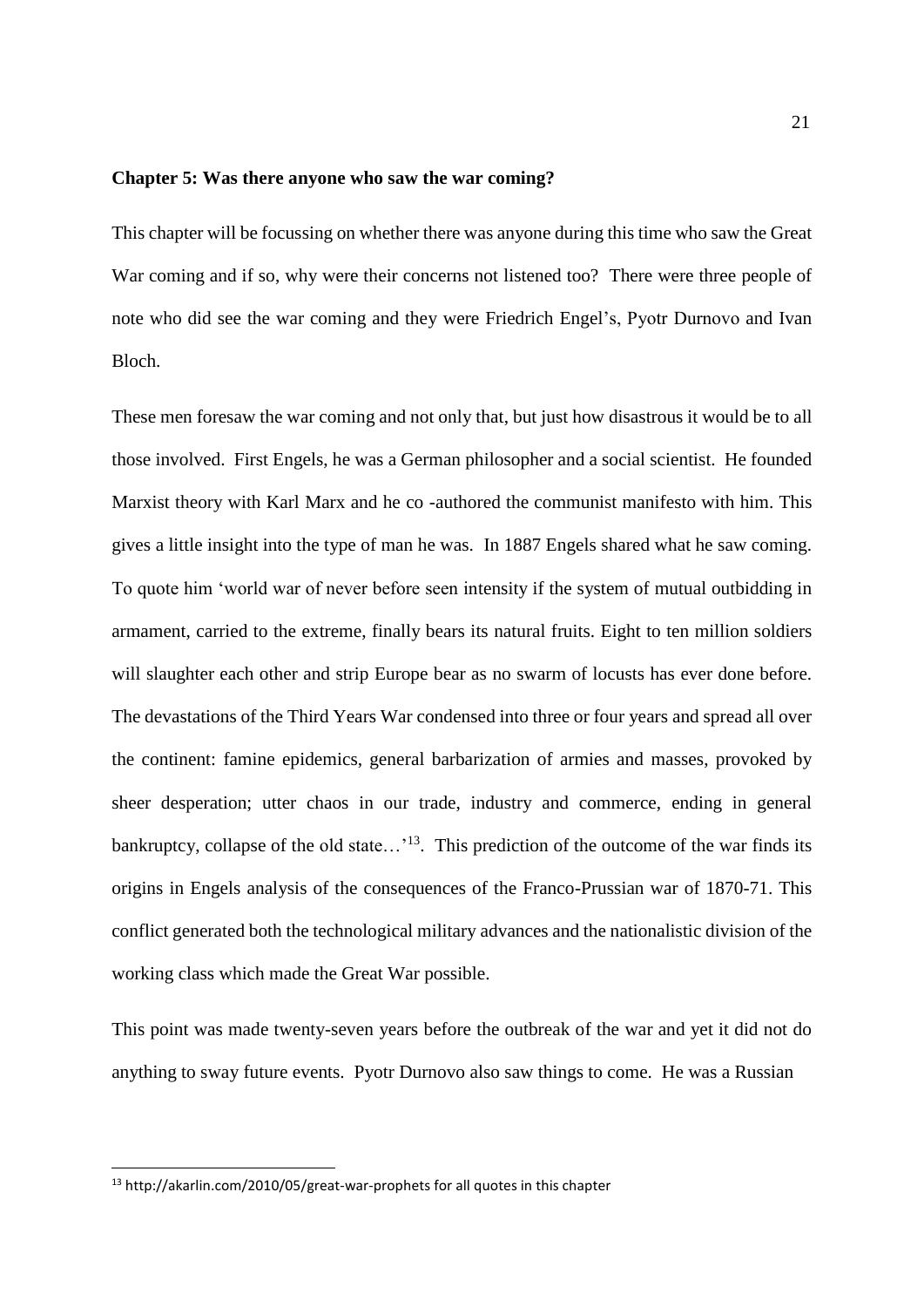**Chapter 5: Was there anyone who saw the war coming?**

This chapter will be focussing on whether there was anyone during this time who saw the Great War coming and if so, why were their concerns not listened too? There were three people of note who did see the war coming and they were Friedrich Engel's, Pyotr Durnovo and Ivan Bloch.

These men foresaw the war coming and not only that, but just how disastrous it would be to all those involved. First Engels, he was a German philosopher and a social scientist. He founded Marxist theory with Karl Marx and he co -authored the communist manifesto with him. This gives a little insight into the type of man he was. In 1887 Engels shared what he saw coming. To quote him 'world war of never before seen intensity if the system of mutual outbidding in armament, carried to the extreme, finally bears its natural fruits. Eight to ten million soldiers will slaughter each other and strip Europe bear as no swarm of locusts has ever done before. The devastations of the Third Years War condensed into three or four years and spread all over the continent: famine epidemics, general barbarization of armies and masses, provoked by sheer desperation; utter chaos in our trade, industry and commerce, ending in general bankruptcy, collapse of the old state…'[13]. This prediction of the outcome of the war finds its origins in Engels analysis of the consequences of the Franco-Prussian war of 1870-71. This conflict generated both the technological military advances and the nationalistic division of the working class which made the Great War possible.

This point was made twenty-seven years before the outbreak of the war and yet it did not do anything to sway future events. Pyotr Durnovo also saw things to come. He was a Russian

---

[13] http://akarlin.com/2010/05/great-war-prophets for all quotes in this chapter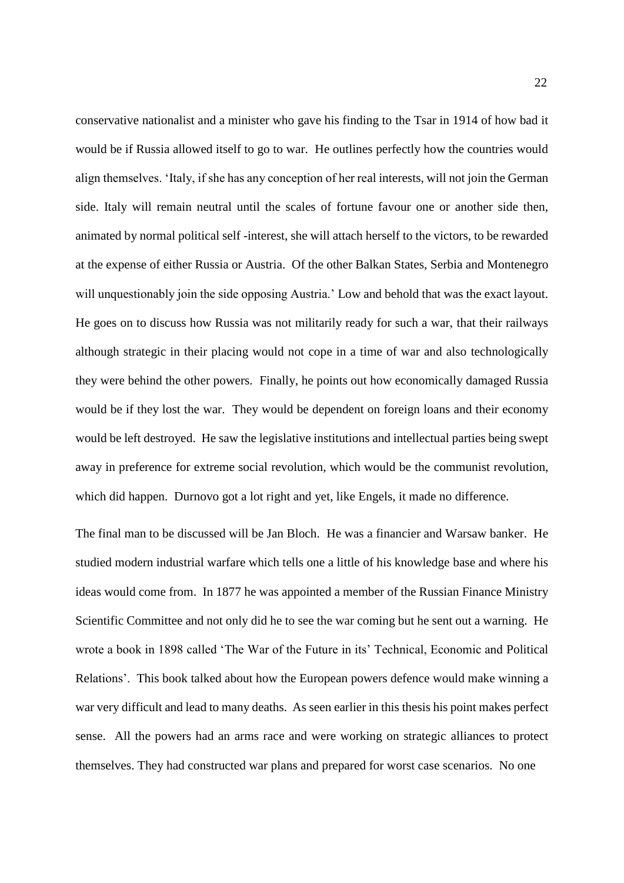conservative nationalist and a minister who gave his finding to the Tsar in 1914 of how bad it would be if Russia allowed itself to go to war. He outlines perfectly how the countries would align themselves. 'Italy, if she has any conception of her real interests, will not join the German side. Italy will remain neutral until the scales of fortune favour one or another side then, animated by normal political self -interest, she will attach herself to the victors, to be rewarded at the expense of either Russia or Austria. Of the other Balkan States, Serbia and Montenegro will unquestionably join the side opposing Austria.' Low and behold that was the exact layout. He goes on to discuss how Russia was not militarily ready for such a war, that their railways although strategic in their placing would not cope in a time of war and also technologically they were behind the other powers. Finally, he points out how economically damaged Russia would be if they lost the war. They would be dependent on foreign loans and their economy would be left destroyed. He saw the legislative institutions and intellectual parties being swept away in preference for extreme social revolution, which would be the communist revolution, which did happen. Durnovo got a lot right and yet, like Engels, it made no difference.

The final man to be discussed will be Jan Bloch. He was a financier and Warsaw banker. He studied modern industrial warfare which tells one a little of his knowledge base and where his ideas would come from. In 1877 he was appointed a member of the Russian Finance Ministry Scientific Committee and not only did he to see the war coming but he sent out a warning. He wrote a book in 1898 called 'The War of the Future in its' Technical, Economic and Political Relations'. This book talked about how the European powers defence would make winning a war very difficult and lead to many deaths. As seen earlier in this thesis his point makes perfect sense. All the powers had an arms race and were working on strategic alliances to protect themselves. They had constructed war plans and prepared for worst case scenarios. No one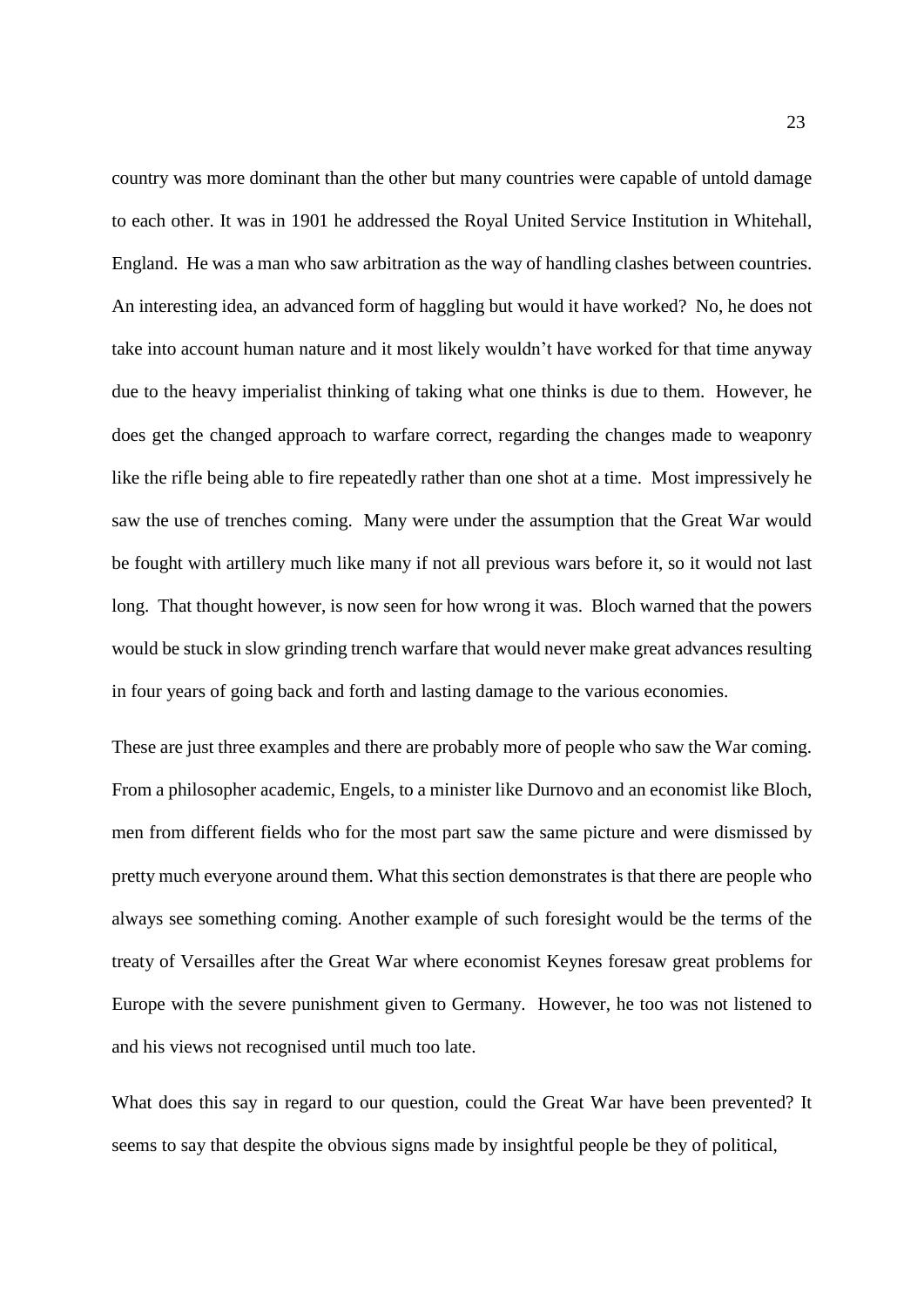country was more dominant than the other but many countries were capable of untold damage to each other. It was in 1901 he addressed the Royal United Service Institution in Whitehall, England. He was a man who saw arbitration as the way of handling clashes between countries. An interesting idea, an advanced form of haggling but would it have worked? No, he does not take into account human nature and it most likely wouldn't have worked for that time anyway due to the heavy imperialist thinking of taking what one thinks is due to them. However, he does get the changed approach to warfare correct, regarding the changes made to weaponry like the rifle being able to fire repeatedly rather than one shot at a time. Most impressively he saw the use of trenches coming. Many were under the assumption that the Great War would be fought with artillery much like many if not all previous wars before it, so it would not last long. That thought however, is now seen for how wrong it was. Bloch warned that the powers would be stuck in slow grinding trench warfare that would never make great advances resulting in four years of going back and forth and lasting damage to the various economies.

These are just three examples and there are probably more of people who saw the War coming. From a philosopher academic, Engels, to a minister like Durnovo and an economist like Bloch, men from different fields who for the most part saw the same picture and were dismissed by pretty much everyone around them. What this section demonstrates is that there are people who always see something coming. Another example of such foresight would be the terms of the treaty of Versailles after the Great War where economist Keynes foresaw great problems for Europe with the severe punishment given to Germany. However, he too was not listened to and his views not recognised until much too late.

What does this say in regard to our question, could the Great War have been prevented? It seems to say that despite the obvious signs made by insightful people be they of political,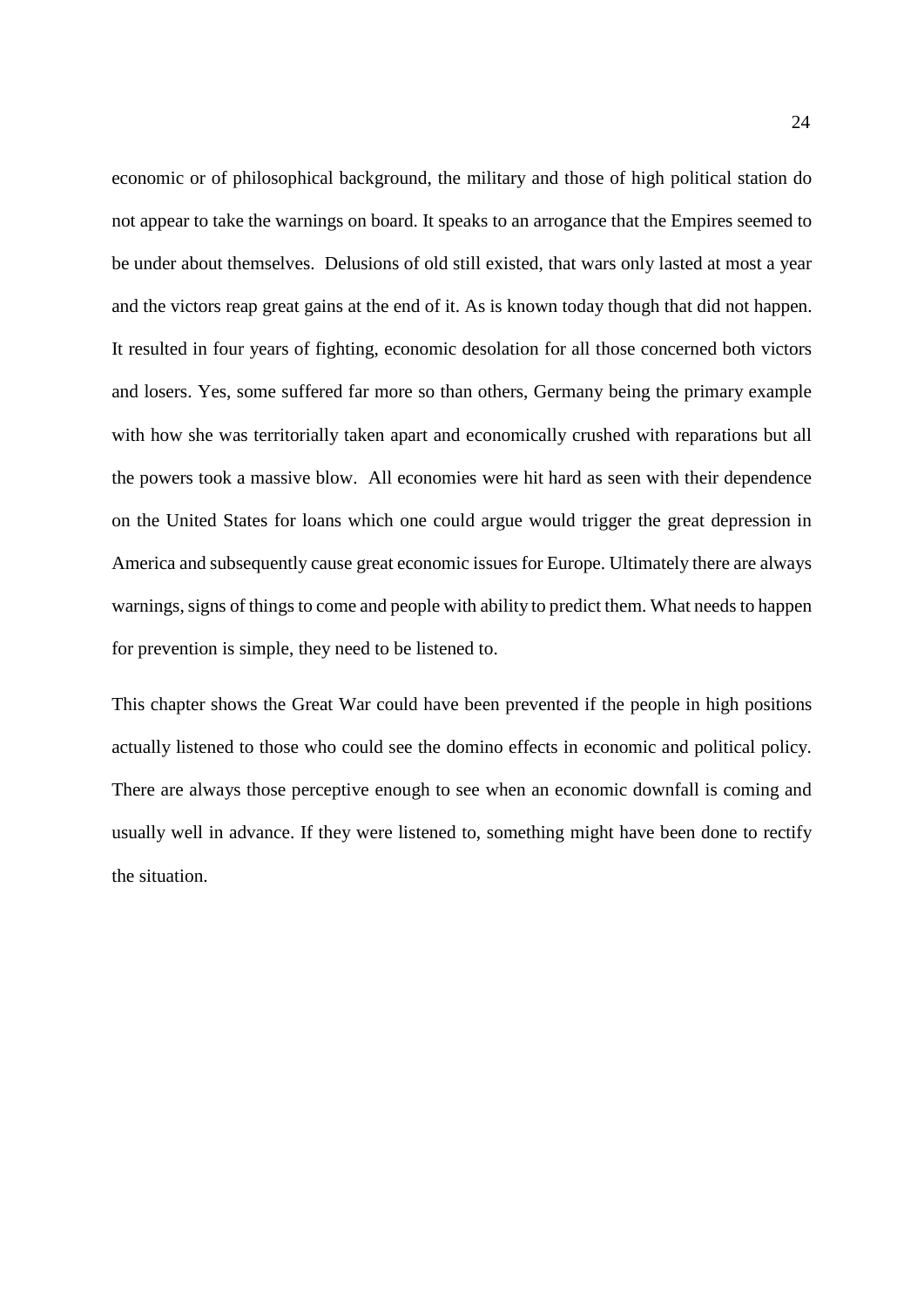economic or of philosophical background, the military and those of high political station do not appear to take the warnings on board. It speaks to an arrogance that the Empires seemed to be under about themselves.  Delusions of old still existed, that wars only lasted at most a year and the victors reap great gains at the end of it. As is known today though that did not happen. It resulted in four years of fighting, economic desolation for all those concerned both victors and losers. Yes, some suffered far more so than others, Germany being the primary example with how she was territorially taken apart and economically crushed with reparations but all the powers took a massive blow.  All economies were hit hard as seen with their dependence on the United States for loans which one could argue would trigger the great depression in America and subsequently cause great economic issues for Europe. Ultimately there are always warnings, signs of things to come and people with ability to predict them. What needs to happen for prevention is simple, they need to be listened to.

This chapter shows the Great War could have been prevented if the people in high positions actually listened to those who could see the domino effects in economic and political policy. There are always those perceptive enough to see when an economic downfall is coming and usually well in advance. If they were listened to, something might have been done to rectify the situation.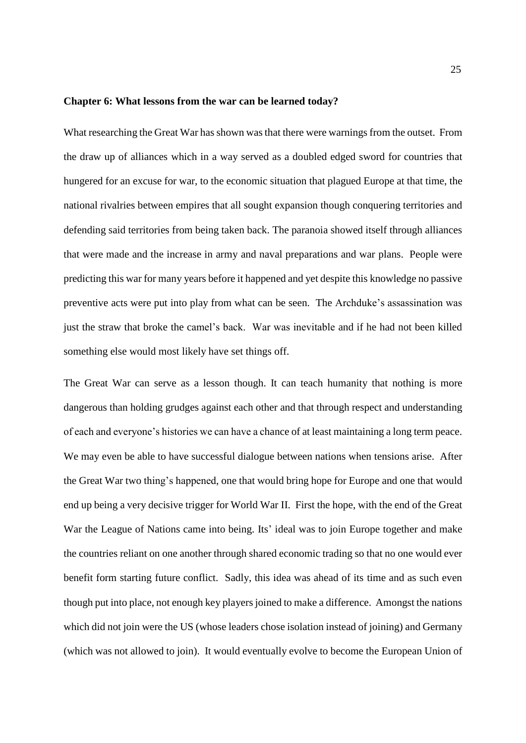**Chapter 6: What lessons from the war can be learned today?**

What researching the Great War has shown was that there were warnings from the outset. From the draw up of alliances which in a way served as a doubled edged sword for countries that hungered for an excuse for war, to the economic situation that plagued Europe at that time, the national rivalries between empires that all sought expansion though conquering territories and defending said territories from being taken back. The paranoia showed itself through alliances that were made and the increase in army and naval preparations and war plans. People were predicting this war for many years before it happened and yet despite this knowledge no passive preventive acts were put into play from what can be seen. The Archduke's assassination was just the straw that broke the camel's back. War was inevitable and if he had not been killed something else would most likely have set things off.

The Great War can serve as a lesson though. It can teach humanity that nothing is more dangerous than holding grudges against each other and that through respect and understanding of each and everyone's histories we can have a chance of at least maintaining a long term peace. We may even be able to have successful dialogue between nations when tensions arise. After the Great War two thing's happened, one that would bring hope for Europe and one that would end up being a very decisive trigger for World War II. First the hope, with the end of the Great War the League of Nations came into being. Its' ideal was to join Europe together and make the countries reliant on one another through shared economic trading so that no one would ever benefit form starting future conflict. Sadly, this idea was ahead of its time and as such even though put into place, not enough key players joined to make a difference. Amongst the nations which did not join were the US (whose leaders chose isolation instead of joining) and Germany (which was not allowed to join). It would eventually evolve to become the European Union of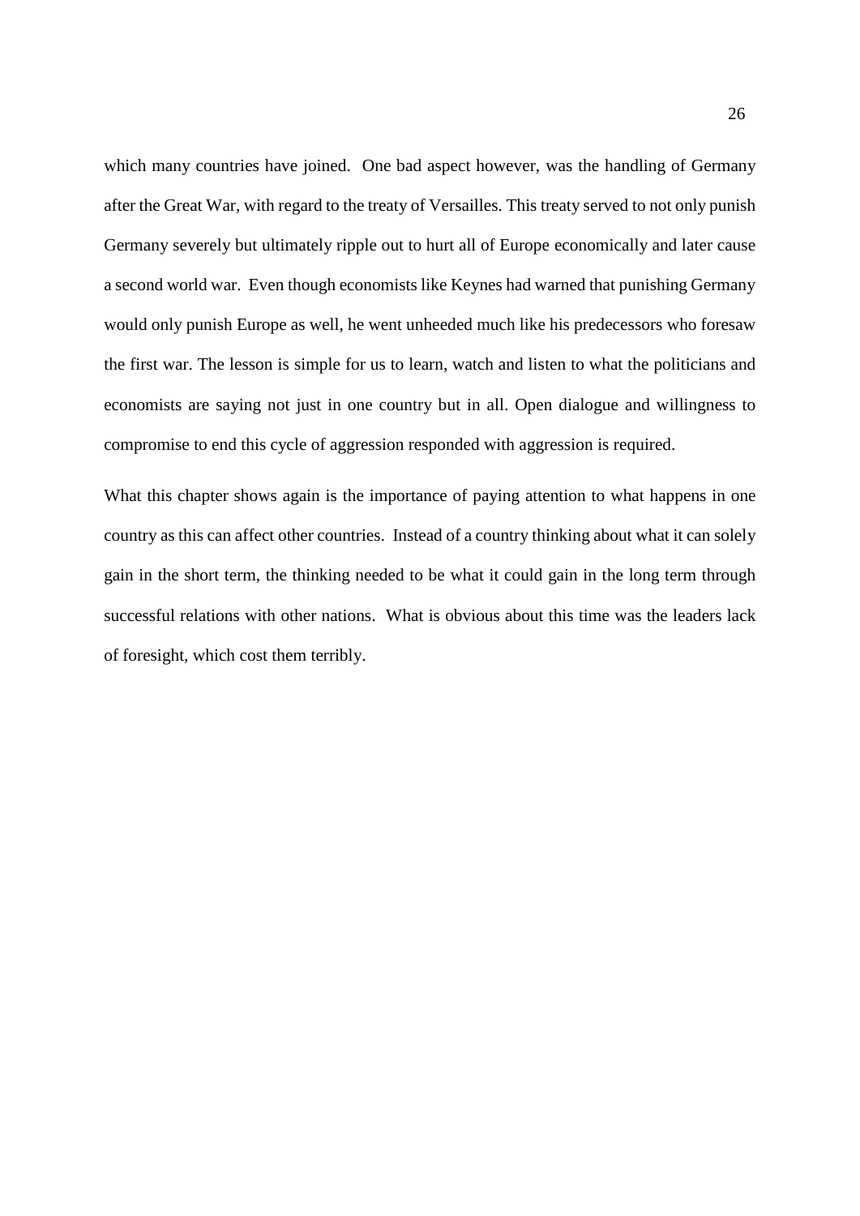which many countries have joined. One bad aspect however, was the handling of Germany after the Great War, with regard to the treaty of Versailles. This treaty served to not only punish Germany severely but ultimately ripple out to hurt all of Europe economically and later cause a second world war. Even though economists like Keynes had warned that punishing Germany would only punish Europe as well, he went unheeded much like his predecessors who foresaw the first war. The lesson is simple for us to learn, watch and listen to what the politicians and economists are saying not just in one country but in all. Open dialogue and willingness to compromise to end this cycle of aggression responded with aggression is required.

What this chapter shows again is the importance of paying attention to what happens in one country as this can affect other countries. Instead of a country thinking about what it can solely gain in the short term, the thinking needed to be what it could gain in the long term through successful relations with other nations. What is obvious about this time was the leaders lack of foresight, which cost them terribly.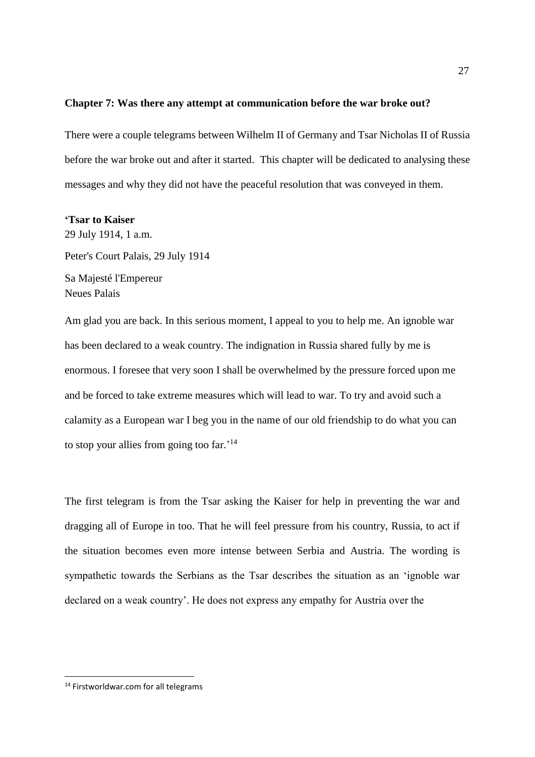**Chapter 7: Was there any attempt at communication before the war broke out?**

There were a couple telegrams between Wilhelm II of Germany and Tsar Nicholas II of Russia before the war broke out and after it started. This chapter will be dedicated to analysing these messages and why they did not have the peaceful resolution that was conveyed in them.

**'Tsar to Kaiser**

29 July 1914, 1 a.m.

Peter's Court Palais, 29 July 1914

Sa Majesté l'Empereur
Neues Palais

Am glad you are back. In this serious moment, I appeal to you to help me. An ignoble war has been declared to a weak country. The indignation in Russia shared fully by me is enormous. I foresee that very soon I shall be overwhelmed by the pressure forced upon me and be forced to take extreme measures which will lead to war. To try and avoid such a calamity as a European war I beg you in the name of our old friendship to do what you can to stop your allies from going too far.'[14]

The first telegram is from the Tsar asking the Kaiser for help in preventing the war and dragging all of Europe in too. That he will feel pressure from his country, Russia, to act if the situation becomes even more intense between Serbia and Austria. The wording is sympathetic towards the Serbians as the Tsar describes the situation as an 'ignoble war declared on a weak country'. He does not express any empathy for Austria over the

[14] Firstworldwar.com for all telegrams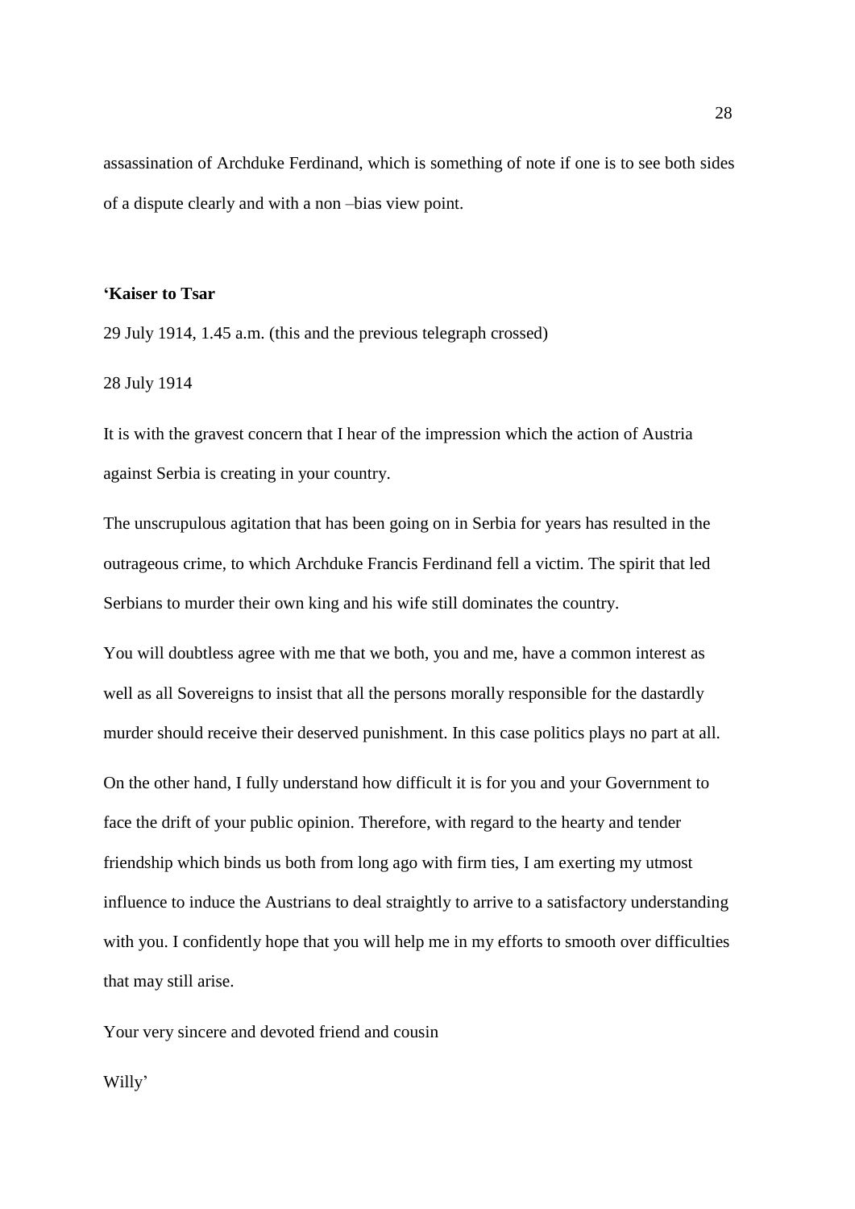assassination of Archduke Ferdinand, which is something of note if one is to see both sides of a dispute clearly and with a non –bias view point.

**'Kaiser to Tsar**

29 July 1914, 1.45 a.m. (this and the previous telegraph crossed)

28 July 1914

It is with the gravest concern that I hear of the impression which the action of Austria against Serbia is creating in your country.

The unscrupulous agitation that has been going on in Serbia for years has resulted in the outrageous crime, to which Archduke Francis Ferdinand fell a victim. The spirit that led Serbians to murder their own king and his wife still dominates the country.

You will doubtless agree with me that we both, you and me, have a common interest as well as all Sovereigns to insist that all the persons morally responsible for the dastardly murder should receive their deserved punishment. In this case politics plays no part at all.

On the other hand, I fully understand how difficult it is for you and your Government to face the drift of your public opinion. Therefore, with regard to the hearty and tender friendship which binds us both from long ago with firm ties, I am exerting my utmost influence to induce the Austrians to deal straightly to arrive to a satisfactory understanding with you. I confidently hope that you will help me in my efforts to smooth over difficulties that may still arise.

Your very sincere and devoted friend and cousin

Willy'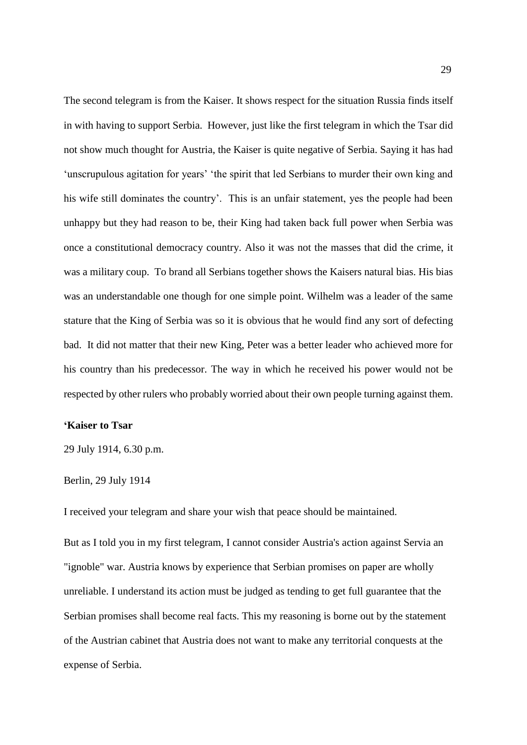The second telegram is from the Kaiser. It shows respect for the situation Russia finds itself in with having to support Serbia. However, just like the first telegram in which the Tsar did not show much thought for Austria, the Kaiser is quite negative of Serbia. Saying it has had 'unscrupulous agitation for years' 'the spirit that led Serbians to murder their own king and his wife still dominates the country'. This is an unfair statement, yes the people had been unhappy but they had reason to be, their King had taken back full power when Serbia was once a constitutional democracy country. Also it was not the masses that did the crime, it was a military coup. To brand all Serbians together shows the Kaisers natural bias. His bias was an understandable one though for one simple point. Wilhelm was a leader of the same stature that the King of Serbia was so it is obvious that he would find any sort of defecting bad. It did not matter that their new King, Peter was a better leader who achieved more for his country than his predecessor. The way in which he received his power would not be respected by other rulers who probably worried about their own people turning against them.

**'Kaiser to Tsar**

29 July 1914, 6.30 p.m.

Berlin, 29 July 1914

I received your telegram and share your wish that peace should be maintained.

But as I told you in my first telegram, I cannot consider Austria's action against Servia an "ignoble" war. Austria knows by experience that Serbian promises on paper are wholly unreliable. I understand its action must be judged as tending to get full guarantee that the Serbian promises shall become real facts. This my reasoning is borne out by the statement of the Austrian cabinet that Austria does not want to make any territorial conquests at the expense of Serbia.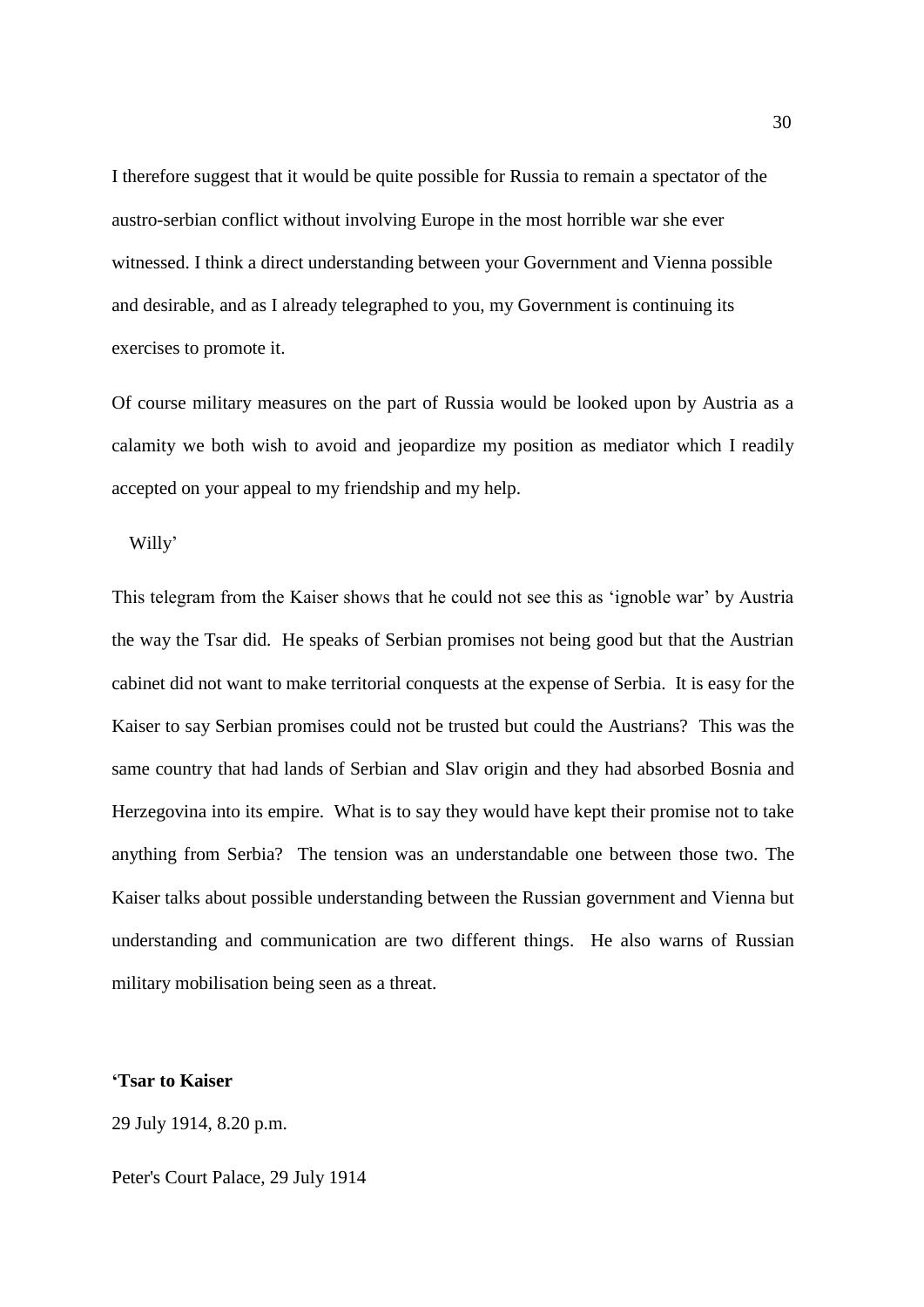I therefore suggest that it would be quite possible for Russia to remain a spectator of the austro-serbian conflict without involving Europe in the most horrible war she ever witnessed. I think a direct understanding between your Government and Vienna possible and desirable, and as I already telegraphed to you, my Government is continuing its exercises to promote it.

Of course military measures on the part of Russia would be looked upon by Austria as a calamity we both wish to avoid and jeopardize my position as mediator which I readily accepted on your appeal to my friendship and my help.

Willy'

This telegram from the Kaiser shows that he could not see this as 'ignoble war' by Austria the way the Tsar did. He speaks of Serbian promises not being good but that the Austrian cabinet did not want to make territorial conquests at the expense of Serbia. It is easy for the Kaiser to say Serbian promises could not be trusted but could the Austrians? This was the same country that had lands of Serbian and Slav origin and they had absorbed Bosnia and Herzegovina into its empire. What is to say they would have kept their promise not to take anything from Serbia? The tension was an understandable one between those two. The Kaiser talks about possible understanding between the Russian government and Vienna but understanding and communication are two different things. He also warns of Russian military mobilisation being seen as a threat.

**'Tsar to Kaiser**

29 July 1914, 8.20 p.m.

Peter's Court Palace, 29 July 1914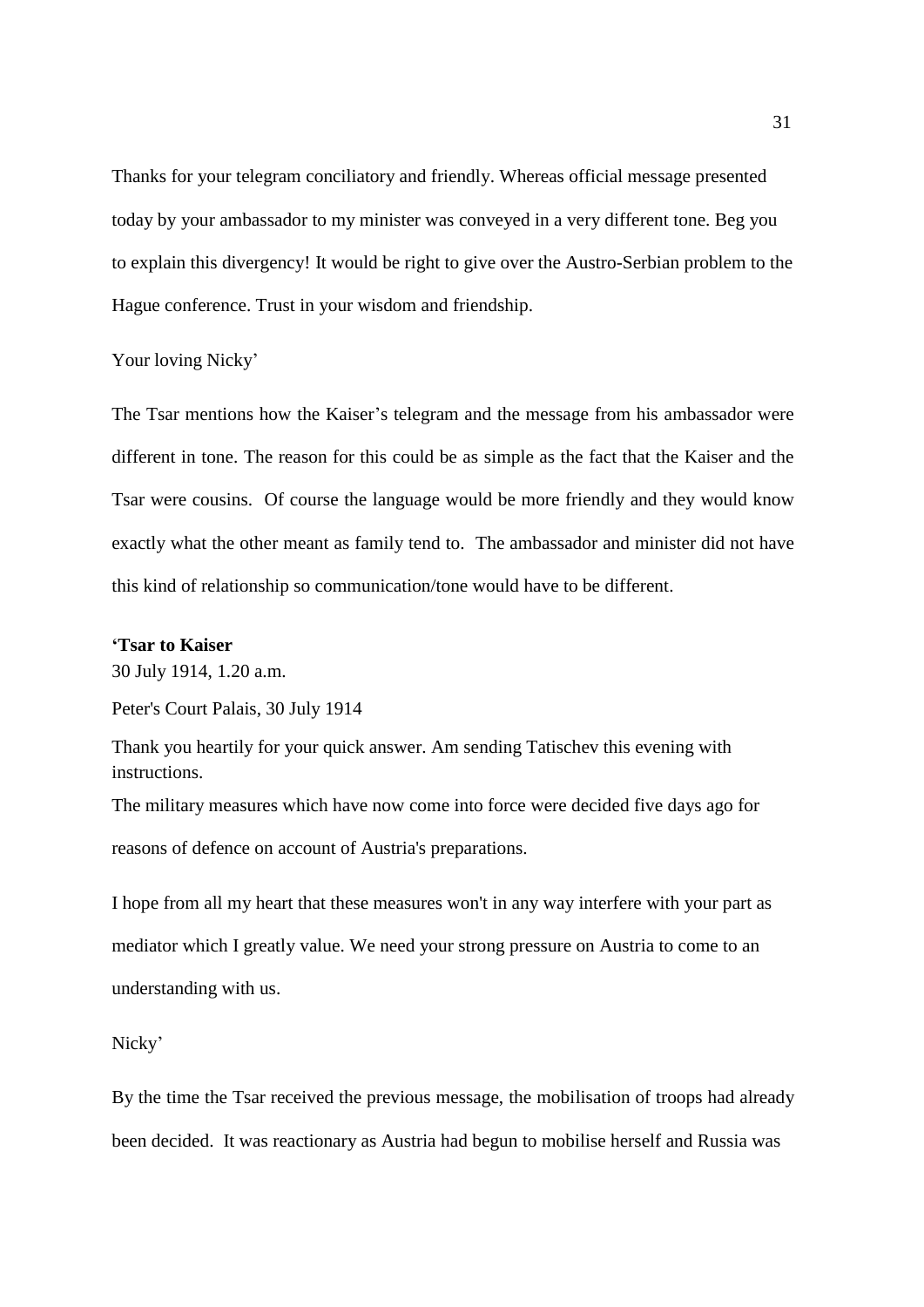Thanks for your telegram conciliatory and friendly. Whereas official message presented today by your ambassador to my minister was conveyed in a very different tone. Beg you to explain this divergency! It would be right to give over the Austro-Serbian problem to the Hague conference. Trust in your wisdom and friendship.

Your loving Nicky'

The Tsar mentions how the Kaiser's telegram and the message from his ambassador were different in tone. The reason for this could be as simple as the fact that the Kaiser and the Tsar were cousins. Of course the language would be more friendly and they would know exactly what the other meant as family tend to. The ambassador and minister did not have this kind of relationship so communication/tone would have to be different.

**'Tsar to Kaiser**

30 July 1914, 1.20 a.m.

Peter's Court Palais, 30 July 1914

Thank you heartily for your quick answer. Am sending Tatischev this evening with instructions.

The military measures which have now come into force were decided five days ago for reasons of defence on account of Austria's preparations.

I hope from all my heart that these measures won't in any way interfere with your part as mediator which I greatly value. We need your strong pressure on Austria to come to an understanding with us.

Nicky'

By the time the Tsar received the previous message, the mobilisation of troops had already been decided. It was reactionary as Austria had begun to mobilise herself and Russia was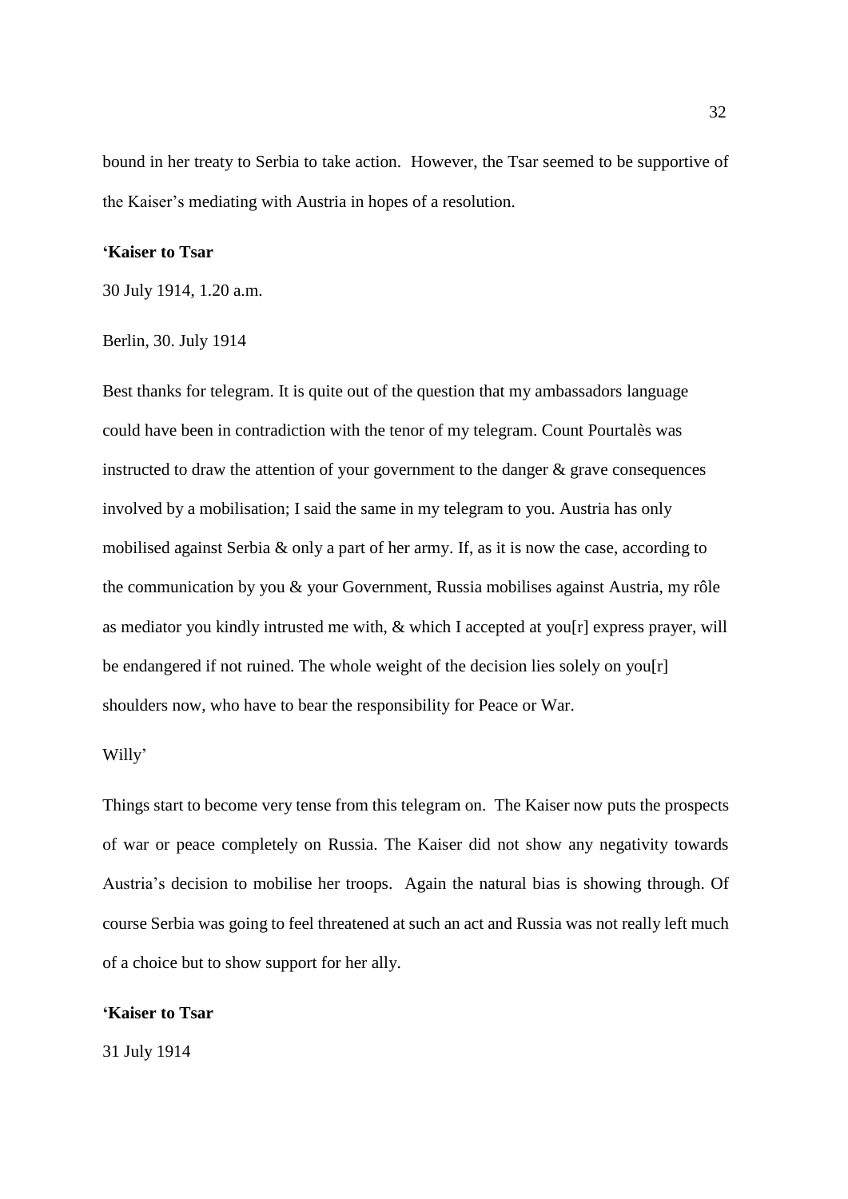bound in her treaty to Serbia to take action. However, the Tsar seemed to be supportive of the Kaiser's mediating with Austria in hopes of a resolution.

**'Kaiser to Tsar**

30 July 1914, 1.20 a.m.

Berlin, 30. July 1914

Best thanks for telegram. It is quite out of the question that my ambassadors language could have been in contradiction with the tenor of my telegram. Count Pourtalès was instructed to draw the attention of your government to the danger & grave consequences involved by a mobilisation; I said the same in my telegram to you. Austria has only mobilised against Serbia & only a part of her army. If, as it is now the case, according to the communication by you & your Government, Russia mobilises against Austria, my rôle as mediator you kindly intrusted me with, & which I accepted at you[r] express prayer, will be endangered if not ruined. The whole weight of the decision lies solely on you[r] shoulders now, who have to bear the responsibility for Peace or War.

Willy'

Things start to become very tense from this telegram on. The Kaiser now puts the prospects of war or peace completely on Russia. The Kaiser did not show any negativity towards Austria's decision to mobilise her troops. Again the natural bias is showing through. Of course Serbia was going to feel threatened at such an act and Russia was not really left much of a choice but to show support for her ally.

**'Kaiser to Tsar**

31 July 1914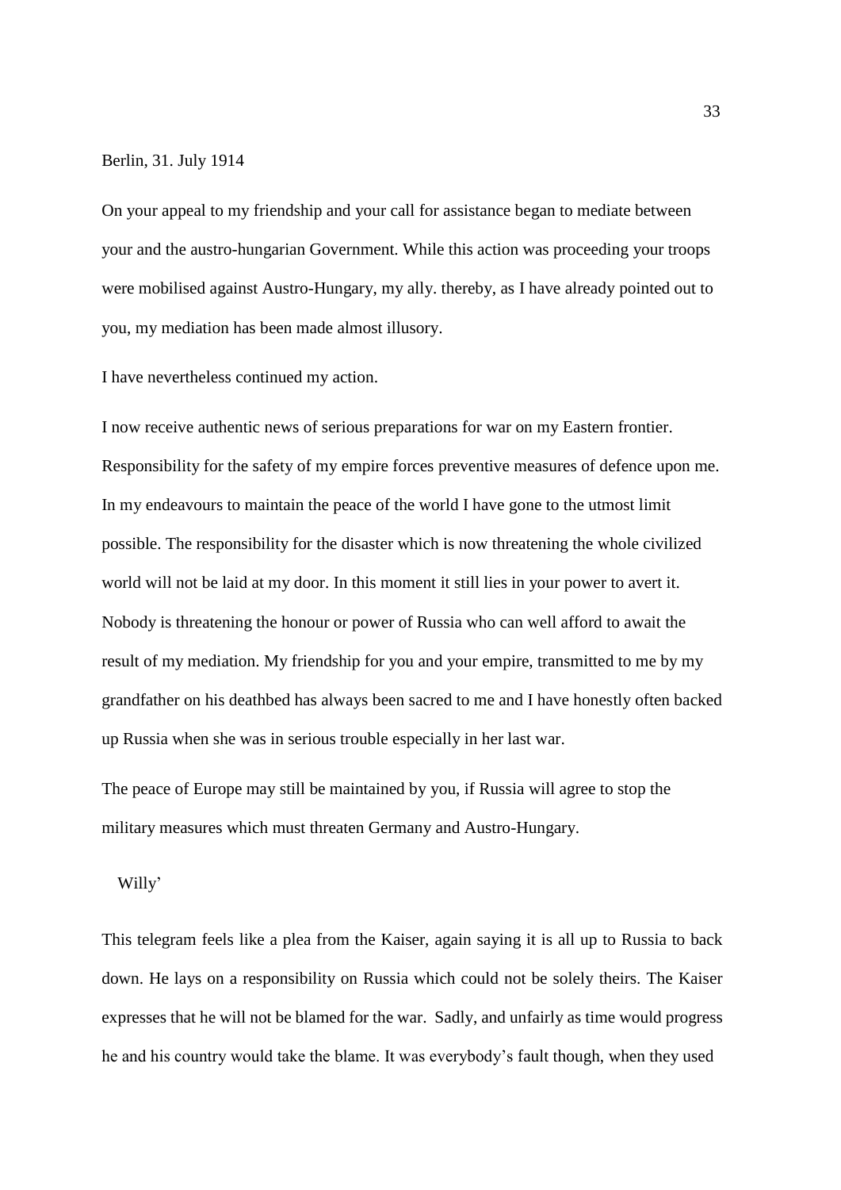Berlin, 31. July 1914

On your appeal to my friendship and your call for assistance began to mediate between your and the austro-hungarian Government. While this action was proceeding your troops were mobilised against Austro-Hungary, my ally. thereby, as I have already pointed out to you, my mediation has been made almost illusory.

I have nevertheless continued my action.

I now receive authentic news of serious preparations for war on my Eastern frontier. Responsibility for the safety of my empire forces preventive measures of defence upon me. In my endeavours to maintain the peace of the world I have gone to the utmost limit possible. The responsibility for the disaster which is now threatening the whole civilized world will not be laid at my door. In this moment it still lies in your power to avert it. Nobody is threatening the honour or power of Russia who can well afford to await the result of my mediation. My friendship for you and your empire, transmitted to me by my grandfather on his deathbed has always been sacred to me and I have honestly often backed up Russia when she was in serious trouble especially in her last war.

The peace of Europe may still be maintained by you, if Russia will agree to stop the military measures which must threaten Germany and Austro-Hungary.

Willy'

This telegram feels like a plea from the Kaiser, again saying it is all up to Russia to back down. He lays on a responsibility on Russia which could not be solely theirs. The Kaiser expresses that he will not be blamed for the war. Sadly, and unfairly as time would progress he and his country would take the blame. It was everybody's fault though, when they used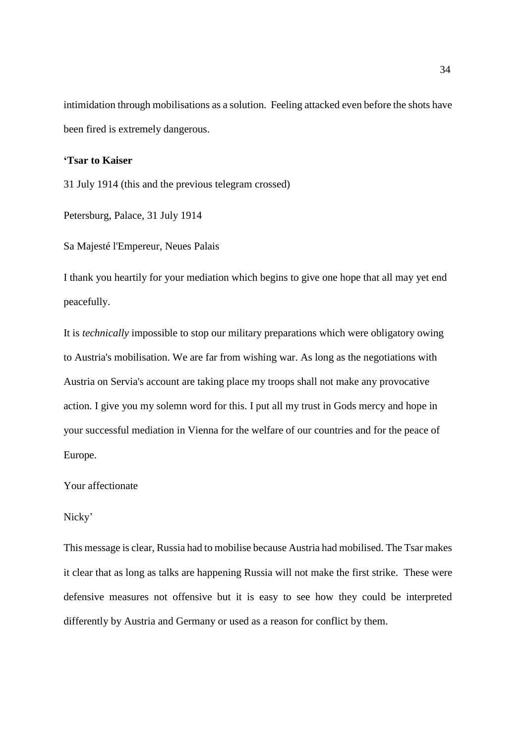intimidation through mobilisations as a solution. Feeling attacked even before the shots have been fired is extremely dangerous.

**'Tsar to Kaiser**

31 July 1914 (this and the previous telegram crossed)

Petersburg, Palace, 31 July 1914

Sa Majesté l'Empereur, Neues Palais

I thank you heartily for your mediation which begins to give one hope that all may yet end peacefully.

It is *technically* impossible to stop our military preparations which were obligatory owing to Austria's mobilisation. We are far from wishing war. As long as the negotiations with Austria on Servia's account are taking place my troops shall not make any provocative action. I give you my solemn word for this. I put all my trust in Gods mercy and hope in your successful mediation in Vienna for the welfare of our countries and for the peace of Europe.

Your affectionate

Nicky'

This message is clear, Russia had to mobilise because Austria had mobilised. The Tsar makes it clear that as long as talks are happening Russia will not make the first strike. These were defensive measures not offensive but it is easy to see how they could be interpreted differently by Austria and Germany or used as a reason for conflict by them.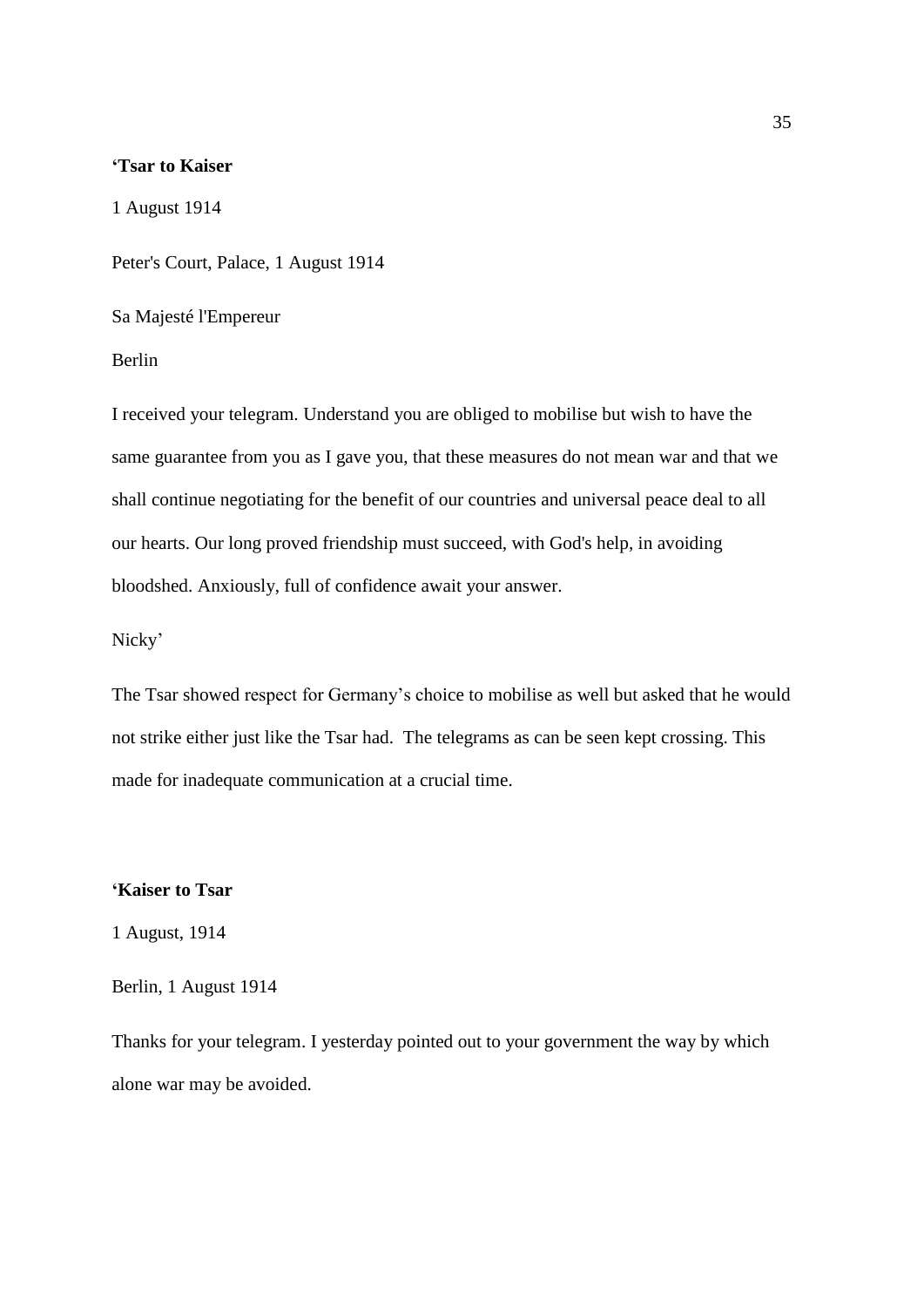**'Tsar to Kaiser**

1 August 1914

Peter's Court, Palace, 1 August 1914

Sa Majesté l'Empereur

Berlin

I received your telegram. Understand you are obliged to mobilise but wish to have the same guarantee from you as I gave you, that these measures do not mean war and that we shall continue negotiating for the benefit of our countries and universal peace deal to all our hearts. Our long proved friendship must succeed, with God's help, in avoiding bloodshed. Anxiously, full of confidence await your answer.

Nicky'

The Tsar showed respect for Germany's choice to mobilise as well but asked that he would not strike either just like the Tsar had. The telegrams as can be seen kept crossing. This made for inadequate communication at a crucial time.

**'Kaiser to Tsar**

1 August, 1914

Berlin, 1 August 1914

Thanks for your telegram. I yesterday pointed out to your government the way by which alone war may be avoided.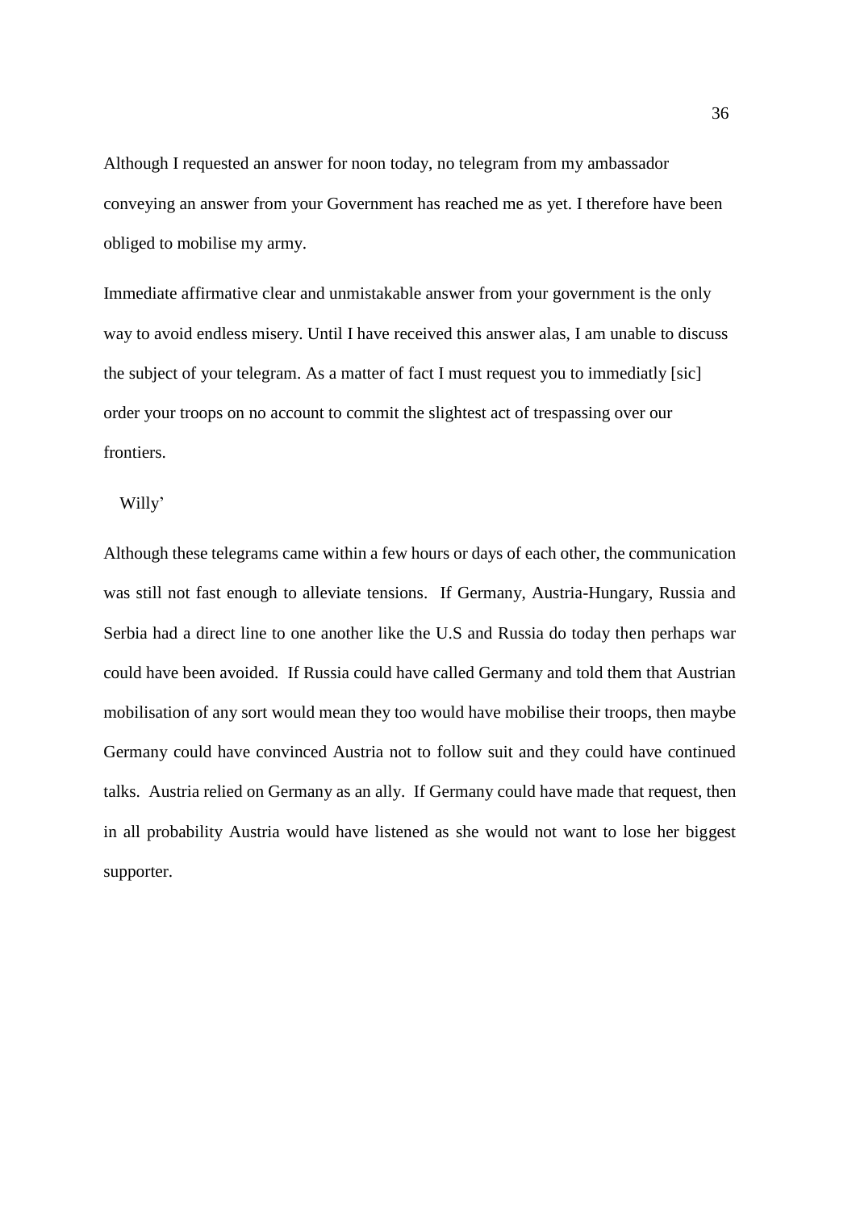Although I requested an answer for noon today, no telegram from my ambassador conveying an answer from your Government has reached me as yet. I therefore have been obliged to mobilise my army.

Immediate affirmative clear and unmistakable answer from your government is the only way to avoid endless misery. Until I have received this answer alas, I am unable to discuss the subject of your telegram. As a matter of fact I must request you to immediatly [sic] order your troops on no account to commit the slightest act of trespassing over our frontiers.

Willy'

Although these telegrams came within a few hours or days of each other, the communication was still not fast enough to alleviate tensions. If Germany, Austria-Hungary, Russia and Serbia had a direct line to one another like the U.S and Russia do today then perhaps war could have been avoided. If Russia could have called Germany and told them that Austrian mobilisation of any sort would mean they too would have mobilise their troops, then maybe Germany could have convinced Austria not to follow suit and they could have continued talks. Austria relied on Germany as an ally. If Germany could have made that request, then in all probability Austria would have listened as she would not want to lose her biggest supporter.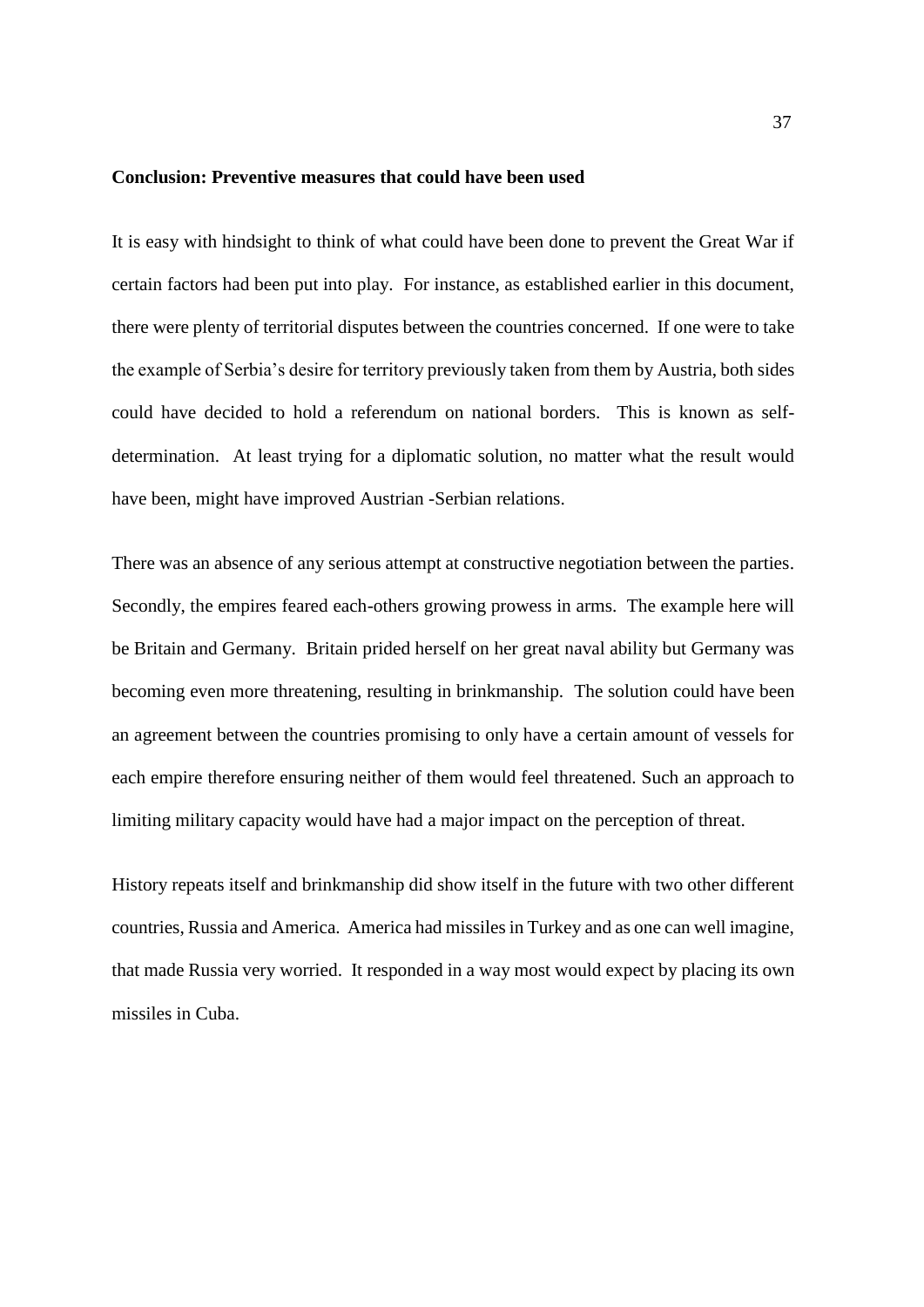**Conclusion: Preventive measures that could have been used**

It is easy with hindsight to think of what could have been done to prevent the Great War if certain factors had been put into play. For instance, as established earlier in this document, there were plenty of territorial disputes between the countries concerned. If one were to take the example of Serbia's desire for territory previously taken from them by Austria, both sides could have decided to hold a referendum on national borders. This is known as self-determination. At least trying for a diplomatic solution, no matter what the result would have been, might have improved Austrian -Serbian relations.

There was an absence of any serious attempt at constructive negotiation between the parties. Secondly, the empires feared each-others growing prowess in arms. The example here will be Britain and Germany. Britain prided herself on her great naval ability but Germany was becoming even more threatening, resulting in brinkmanship. The solution could have been an agreement between the countries promising to only have a certain amount of vessels for each empire therefore ensuring neither of them would feel threatened. Such an approach to limiting military capacity would have had a major impact on the perception of threat.

History repeats itself and brinkmanship did show itself in the future with two other different countries, Russia and America. America had missiles in Turkey and as one can well imagine, that made Russia very worried. It responded in a way most would expect by placing its own missiles in Cuba.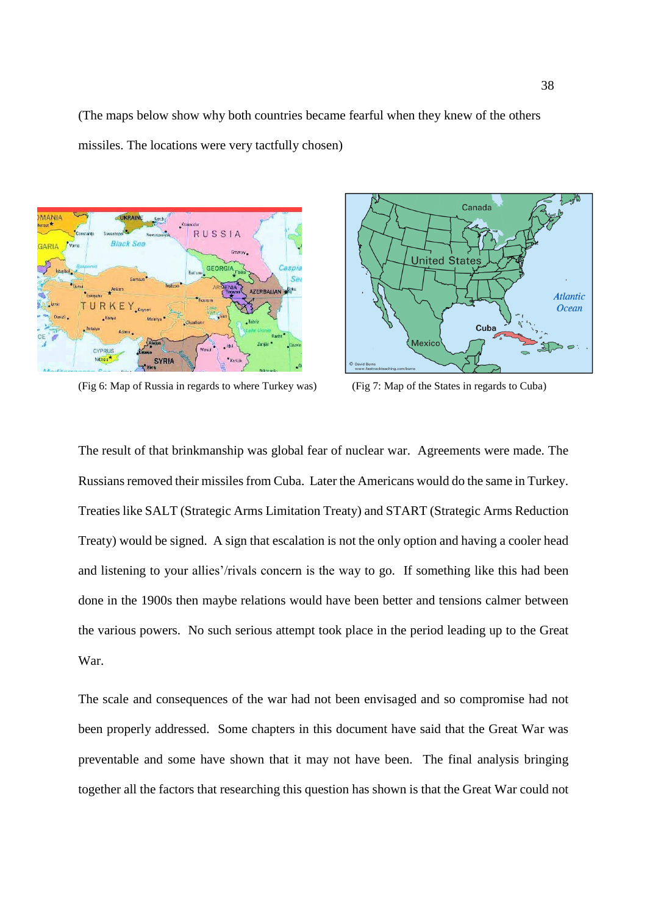(The maps below show why both countries became fearful when they knew of the others missiles. The locations were very tactfully chosen)

(Fig 6: Map of Russia in regards to where Turkey was)

(Fig 7: Map of the States in regards to Cuba)

The result of that brinkmanship was global fear of nuclear war. Agreements were made. The Russians removed their missiles from Cuba. Later the Americans would do the same in Turkey. Treaties like SALT (Strategic Arms Limitation Treaty) and START (Strategic Arms Reduction Treaty) would be signed. A sign that escalation is not the only option and having a cooler head and listening to your allies'/rivals concern is the way to go. If something like this had been done in the 1900s then maybe relations would have been better and tensions calmer between the various powers. No such serious attempt took place in the period leading up to the Great War.

The scale and consequences of the war had not been envisaged and so compromise had not been properly addressed. Some chapters in this document have said that the Great War was preventable and some have shown that it may not have been. The final analysis bringing together all the factors that researching this question has shown is that the Great War could not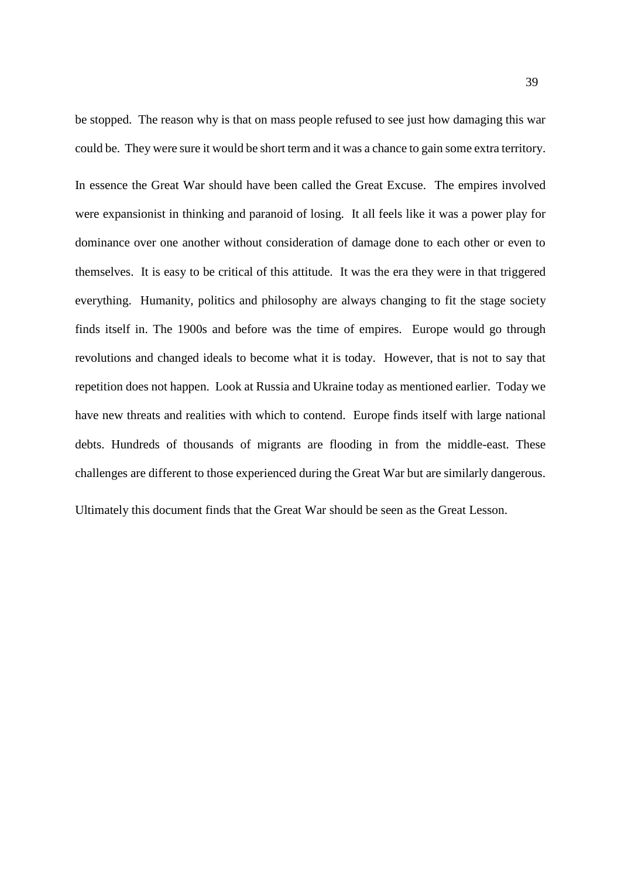be stopped. The reason why is that on mass people refused to see just how damaging this war could be. They were sure it would be short term and it was a chance to gain some extra territory.

In essence the Great War should have been called the Great Excuse. The empires involved were expansionist in thinking and paranoid of losing. It all feels like it was a power play for dominance over one another without consideration of damage done to each other or even to themselves. It is easy to be critical of this attitude. It was the era they were in that triggered everything. Humanity, politics and philosophy are always changing to fit the stage society finds itself in. The 1900s and before was the time of empires. Europe would go through revolutions and changed ideals to become what it is today. However, that is not to say that repetition does not happen. Look at Russia and Ukraine today as mentioned earlier. Today we have new threats and realities with which to contend. Europe finds itself with large national debts. Hundreds of thousands of migrants are flooding in from the middle-east. These challenges are different to those experienced during the Great War but are similarly dangerous.

Ultimately this document finds that the Great War should be seen as the Great Lesson.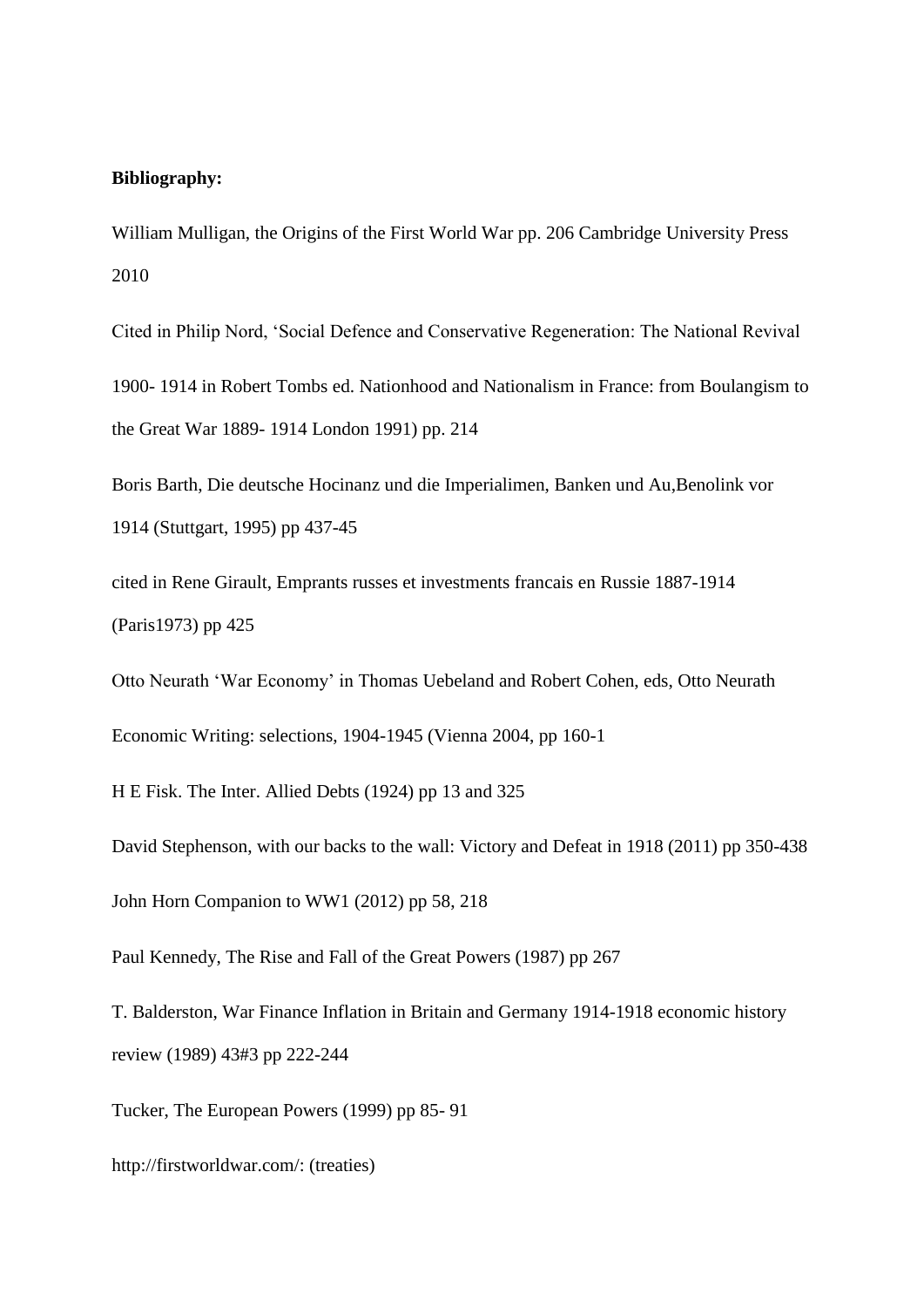**Bibliography:**

William Mulligan, the Origins of the First World War pp. 206 Cambridge University Press 2010

Cited in Philip Nord, 'Social Defence and Conservative Regeneration: The National Revival 1900- 1914 in Robert Tombs ed. Nationhood and Nationalism in France: from Boulangism to the Great War 1889- 1914 London 1991) pp. 214

Boris Barth, Die deutsche Hocinanz und die Imperialimen, Banken und Au,Benolink vor 1914 (Stuttgart, 1995) pp 437-45

cited in Rene Girault, Emprants russes et investments francais en Russie 1887-1914 (Paris1973) pp 425

Otto Neurath 'War Economy' in Thomas Uebeland and Robert Cohen, eds, Otto Neurath Economic Writing: selections, 1904-1945 (Vienna 2004, pp 160-1

H E Fisk. The Inter. Allied Debts (1924) pp 13 and 325

David Stephenson, with our backs to the wall: Victory and Defeat in 1918 (2011) pp 350-438

John Horn Companion to WW1 (2012) pp 58, 218

Paul Kennedy, The Rise and Fall of the Great Powers (1987) pp 267

T. Balderston, War Finance Inflation in Britain and Germany 1914-1918 economic history review (1989) 43#3 pp 222-244

Tucker, The European Powers (1999) pp 85- 91

http://firstworldwar.com/: (treaties)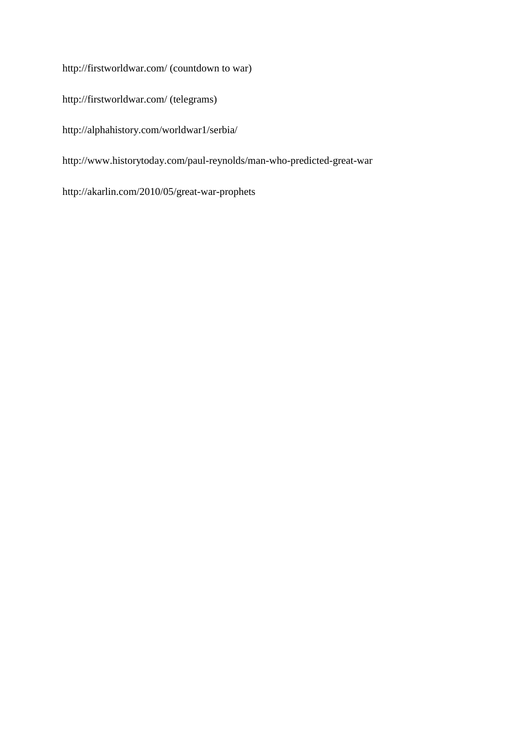http://firstworldwar.com/ (countdown to war)

http://firstworldwar.com/ (telegrams)

http://alphahistory.com/worldwar1/serbia/

http://www.historytoday.com/paul-reynolds/man-who-predicted-great-war

http://akarlin.com/2010/05/great-war-prophets